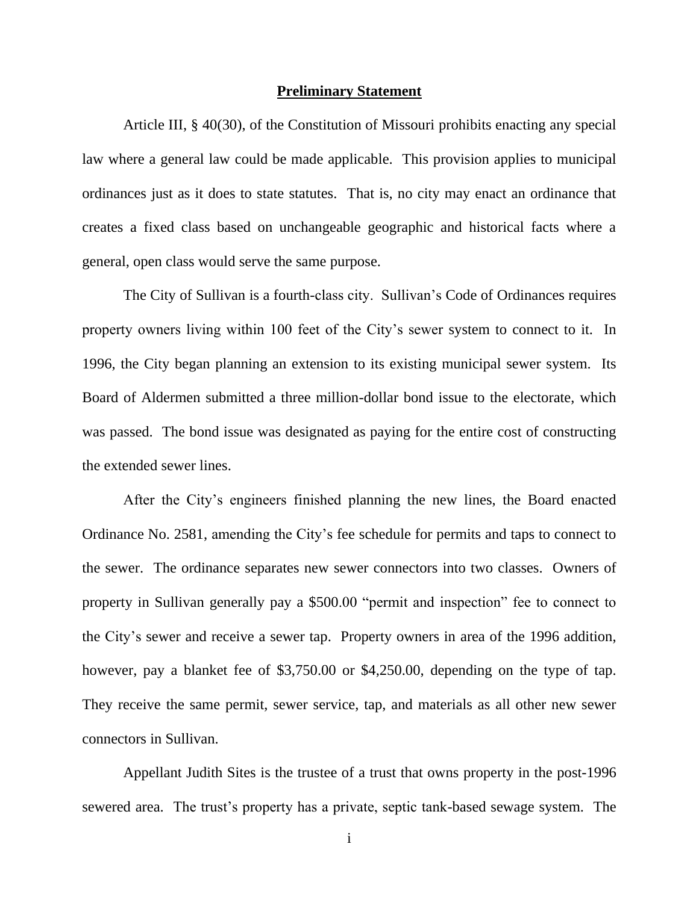## Preliminary Statement

Article III, § 40(30), of the Constitution of Missouri prohibits enacting any special law where a general law could be made applicable. This provision applies to municipal ordinances just as it does to state statutes. That is, no city may enact an ordinance that creates a fixed class based on unchangeable geographic and historical facts where a general, open class would serve the same purpose.

The City of Sullivan is a fourth-class city. Sullivan's Code of Ordinances requires property owners living within 100 feet of the City's sewer system to connect to it. In 1996, the City began planning an extension to its existing municipal sewer system. Its Board of Aldermen submitted a three million-dollar bond issue to the electorate, which was passed. The bond issue was designated as paying for the entire cost of constructing the extended sewer lines.

After the City's engineers finished planning the new lines, the Board enacted Ordinance No. 2581, amending the City's fee schedule for permits and taps to connect to the sewer. The ordinance separates new sewer connectors into two classes. Owners of property in Sullivan generally pay a $500.00 "permit and inspection" fee to connect to the City's sewer and receive a sewer tap. Property owners in area of the 1996 addition, however, pay a blanket fee of $3,750.00 or $4,250.00, depending on the type of tap. They receive the same permit, sewer service, tap, and materials as all other new sewer connectors in Sullivan.

Appellant Judith Sites is the trustee of a trust that owns property in the post-1996 sewered area. The trust's property has a private, septic tank-based sewage system. The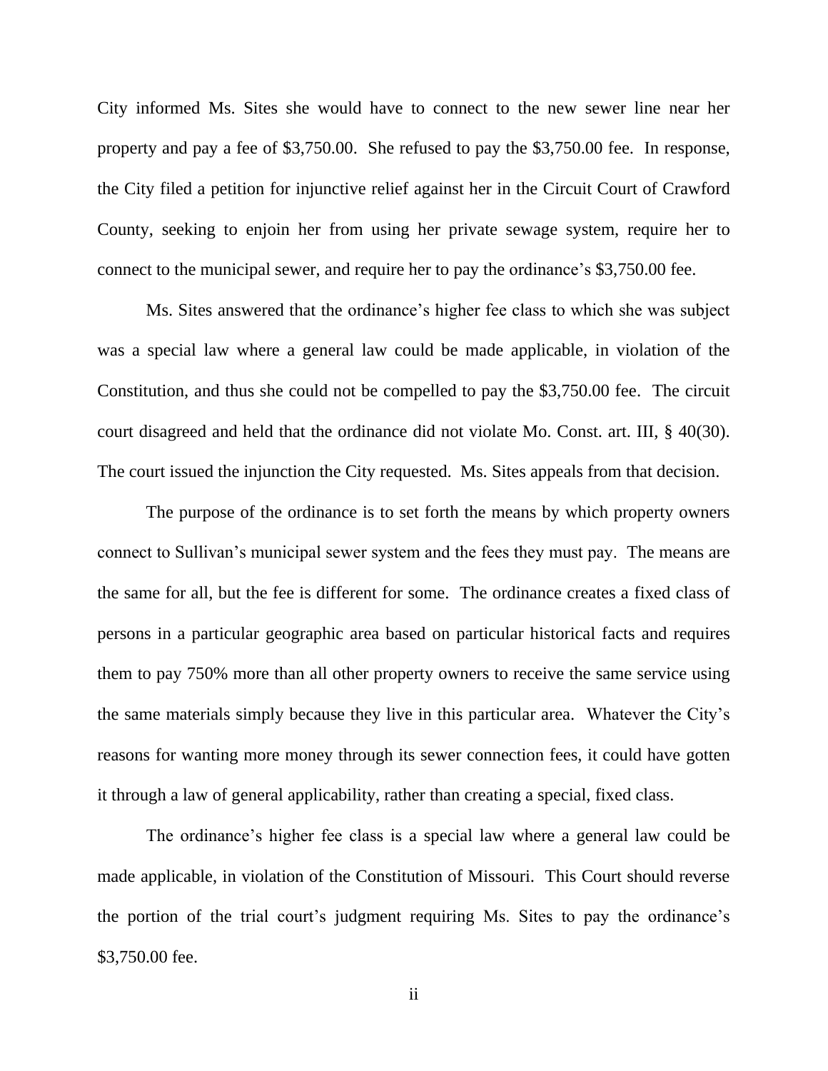City informed Ms. Sites she would have to connect to the new sewer line near her property and pay a fee of $3,750.00. She refused to pay the $3,750.00 fee. In response, the City filed a petition for injunctive relief against her in the Circuit Court of Crawford County, seeking to enjoin her from using her private sewage system, require her to connect to the municipal sewer, and require her to pay the ordinance's $3,750.00 fee.

Ms. Sites answered that the ordinance's higher fee class to which she was subject was a special law where a general law could be made applicable, in violation of the Constitution, and thus she could not be compelled to pay the $3,750.00 fee. The circuit court disagreed and held that the ordinance did not violate Mo. Const. art. III, § 40(30). The court issued the injunction the City requested. Ms. Sites appeals from that decision.

The purpose of the ordinance is to set forth the means by which property owners connect to Sullivan's municipal sewer system and the fees they must pay. The means are the same for all, but the fee is different for some. The ordinance creates a fixed class of persons in a particular geographic area based on particular historical facts and requires them to pay 750% more than all other property owners to receive the same service using the same materials simply because they live in this particular area. Whatever the City's reasons for wanting more money through its sewer connection fees, it could have gotten it through a law of general applicability, rather than creating a special, fixed class.

The ordinance's higher fee class is a special law where a general law could be made applicable, in violation of the Constitution of Missouri. This Court should reverse the portion of the trial court's judgment requiring Ms. Sites to pay the ordinance's $3,750.00 fee.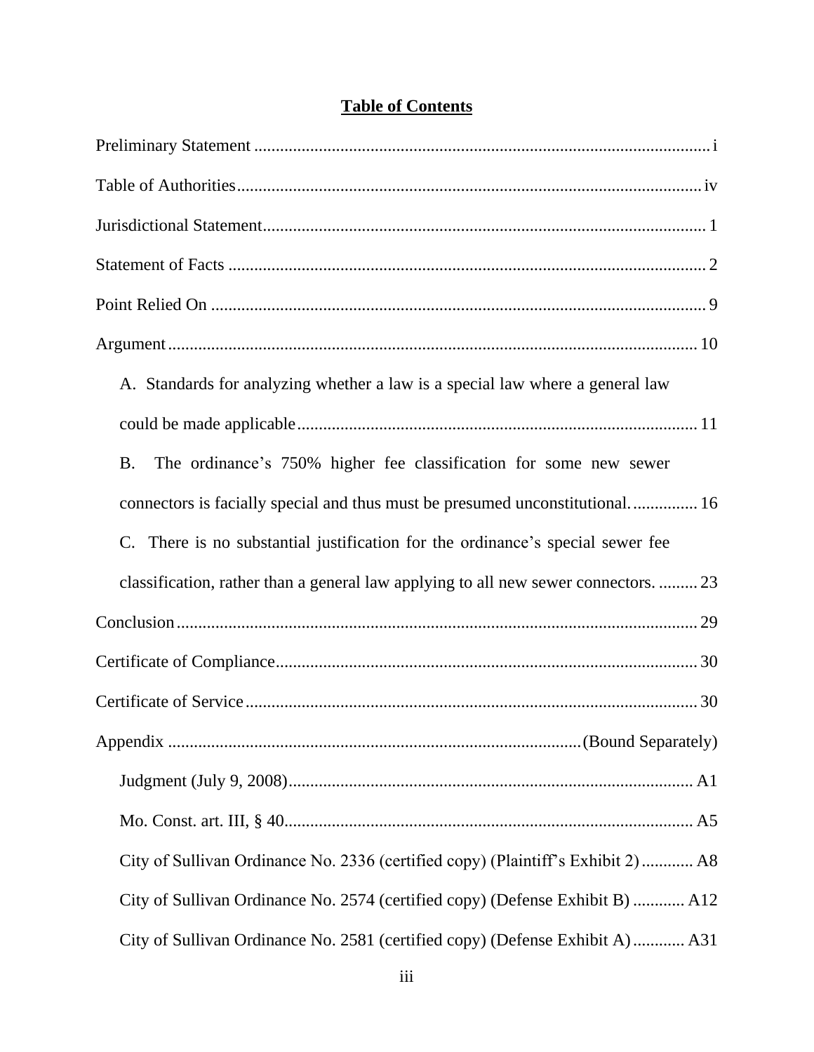# Table of Contents

Preliminary Statement ........................................................................................................ i

Table of Authorities........................................................................................................... iv

Jurisdictional Statement..................................................................................................... 1

Statement of Facts ............................................................................................................. 2

Point Relied On ................................................................................................................. 9

Argument ......................................................................................................................... 10

A. Standards for analyzing whether a law is a special law where a general law could be made applicable ............................................................................................ 11

B. The ordinance's 750% higher fee classification for some new sewer connectors is facially special and thus must be presumed unconstitutional. ............... 16

C. There is no substantial justification for the ordinance's special sewer fee classification, rather than a general law applying to all new sewer connectors. ......... 23

Conclusion ....................................................................................................................... 29

Certificate of Compliance................................................................................................. 30

Certificate of Service ........................................................................................................ 30

Appendix ..............................................................................................(Bound Separately)

Judgment (July 9, 2008).............................................................................................. A1

Mo. Const. art. III, § 40............................................................................................... A5

City of Sullivan Ordinance No. 2336 (certified copy) (Plaintiff's Exhibit 2)............ A8

City of Sullivan Ordinance No. 2574 (certified copy) (Defense Exhibit B) ............ A12

City of Sullivan Ordinance No. 2581 (certified copy) (Defense Exhibit A)............ A31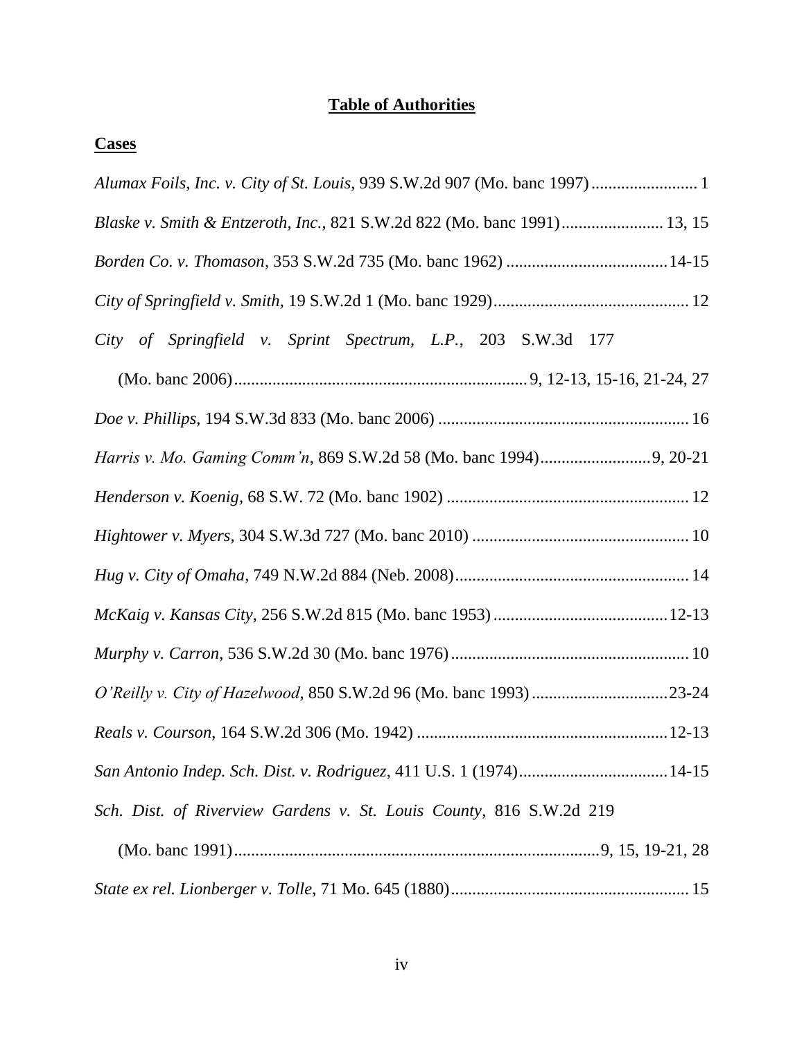**Table of Authorities**

**Cases**

*Alumax Foils, Inc. v. City of St. Louis*, 939 S.W.2d 907 (Mo. banc 1997) ......................... 1

*Blaske v. Smith & Entzeroth, Inc.*, 821 S.W.2d 822 (Mo. banc 1991) ........................ 13, 15

*Borden Co. v. Thomason*, 353 S.W.2d 735 (Mo. banc 1962) ...................................... 14-15

*City of Springfield v. Smith*, 19 S.W.2d 1 (Mo. banc 1929) ............................................. 12

*City of Springfield v. Sprint Spectrum, L.P.*, 203 S.W.3d 177 (Mo. banc 2006) .................................................................... 9, 12-13, 15-16, 21-24, 27

*Doe v. Phillips*, 194 S.W.3d 833 (Mo. banc 2006) .......................................................... 16

*Harris v. Mo. Gaming Comm'n*, 869 S.W.2d 58 (Mo. banc 1994) .......................... 9, 20-21

*Henderson v. Koenig*, 68 S.W. 72 (Mo. banc 1902) ........................................................ 12

*Hightower v. Myers*, 304 S.W.3d 727 (Mo. banc 2010) .................................................. 10

*Hug v. City of Omaha*, 749 N.W.2d 884 (Neb. 2008) ...................................................... 14

*McKaig v. Kansas City*, 256 S.W.2d 815 (Mo. banc 1953) ......................................... 12-13

*Murphy v. Carron*, 536 S.W.2d 30 (Mo. banc 1976) ........................................................ 10

*O'Reilly v. City of Hazelwood*, 850 S.W.2d 96 (Mo. banc 1993) ................................ 23-24

*Reals v. Courson*, 164 S.W.2d 306 (Mo. 1942) ........................................................... 12-13

*San Antonio Indep. Sch. Dist. v. Rodriguez*, 411 U.S. 1 (1974) ................................... 14-15

*Sch. Dist. of Riverview Gardens v. St. Louis County*, 816 S.W.2d 219 (Mo. banc 1991) ...................................................................................... 9, 15, 19-21, 28

*State ex rel. Lionberger v. Tolle*, 71 Mo. 645 (1880) ........................................................ 15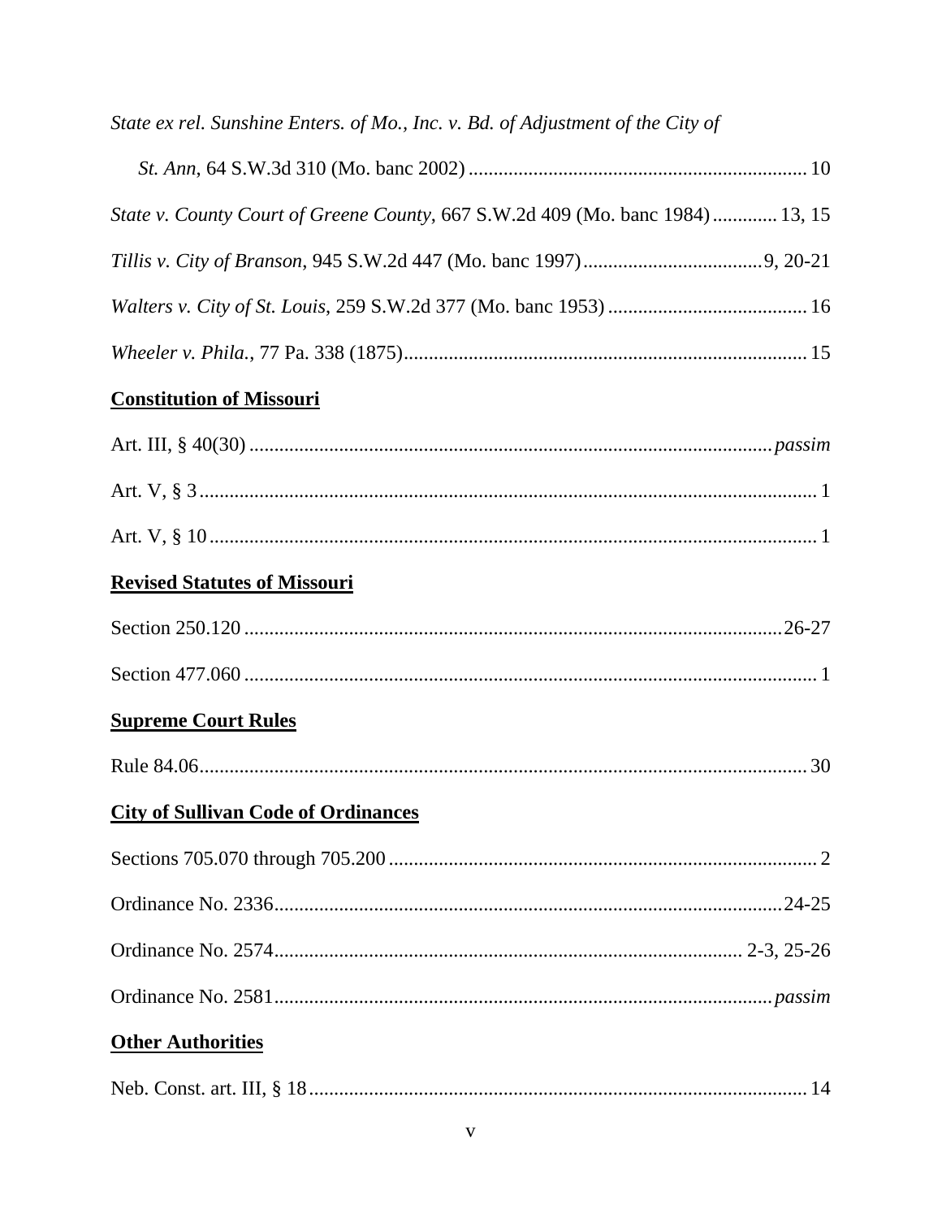*State ex rel. Sunshine Enters. of Mo., Inc. v. Bd. of Adjustment of the City of St. Ann*, 64 S.W.3d 310 (Mo. banc 2002) .................................................................... 10

*State v. County Court of Greene County*, 667 S.W.2d 409 (Mo. banc 1984) ............ 13, 15

*Tillis v. City of Branson*, 945 S.W.2d 447 (Mo. banc 1997) ....................................9, 20-21

*Walters v. City of St. Louis*, 259 S.W.2d 377 (Mo. banc 1953) ........................................ 16

*Wheeler v. Phila.*, 77 Pa. 338 (1875)................................................................................ 15

**<u>Constitution of Missouri</u>**

Art. III, § 40(30) ....................................................................................................... *passim*

Art. V, § 3 ............................................................................................................................ 1

Art. V, § 10 .......................................................................................................................... 1

**<u>Revised Statutes of Missouri</u>**

Section 250.120 ............................................................................................................26-27

Section 477.060 ................................................................................................................... 1

**<u>Supreme Court Rules</u>**

Rule 84.06.......................................................................................................................... 30

**<u>City of Sullivan Code of Ordinances</u>**

Sections 705.070 through 705.200 ...................................................................................... 2

Ordinance No. 2336.......................................................................................................24-25

Ordinance No. 2574............................................................................................ 2-3, 25-26

Ordinance No. 2581.................................................................................................... *passim*

**<u>Other Authorities</u>**

Neb. Const. art. III, § 18 .................................................................................................... 14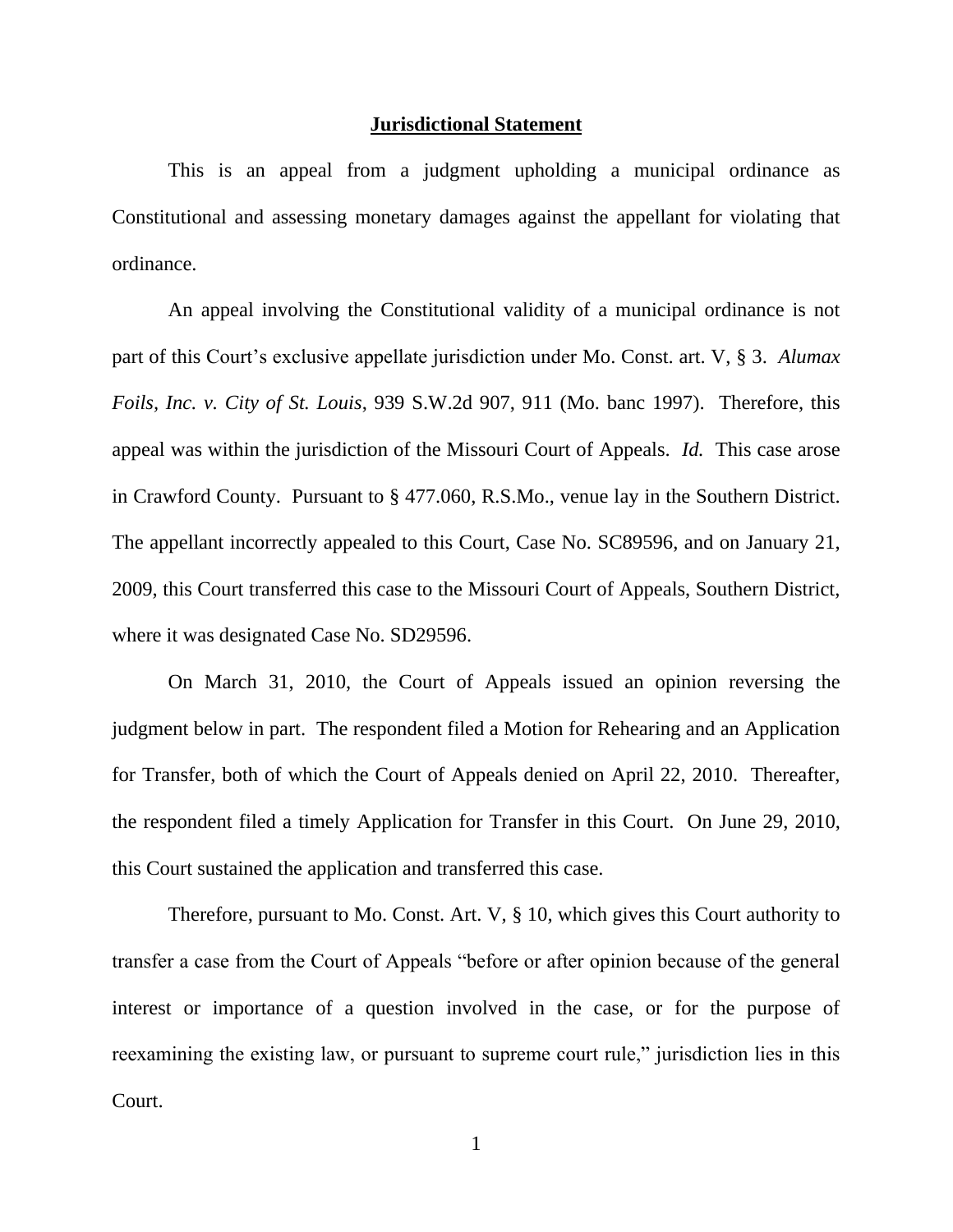## **Jurisdictional Statement**

This is an appeal from a judgment upholding a municipal ordinance as Constitutional and assessing monetary damages against the appellant for violating that ordinance.

An appeal involving the Constitutional validity of a municipal ordinance is not part of this Court's exclusive appellate jurisdiction under Mo. Const. art. V, § 3. *Alumax Foils, Inc. v. City of St. Louis*, 939 S.W.2d 907, 911 (Mo. banc 1997). Therefore, this appeal was within the jurisdiction of the Missouri Court of Appeals. *Id.* This case arose in Crawford County. Pursuant to § 477.060, R.S.Mo., venue lay in the Southern District. The appellant incorrectly appealed to this Court, Case No. SC89596, and on January 21, 2009, this Court transferred this case to the Missouri Court of Appeals, Southern District, where it was designated Case No. SD29596.

On March 31, 2010, the Court of Appeals issued an opinion reversing the judgment below in part. The respondent filed a Motion for Rehearing and an Application for Transfer, both of which the Court of Appeals denied on April 22, 2010. Thereafter, the respondent filed a timely Application for Transfer in this Court. On June 29, 2010, this Court sustained the application and transferred this case.

Therefore, pursuant to Mo. Const. Art. V, § 10, which gives this Court authority to transfer a case from the Court of Appeals "before or after opinion because of the general interest or importance of a question involved in the case, or for the purpose of reexamining the existing law, or pursuant to supreme court rule," jurisdiction lies in this Court.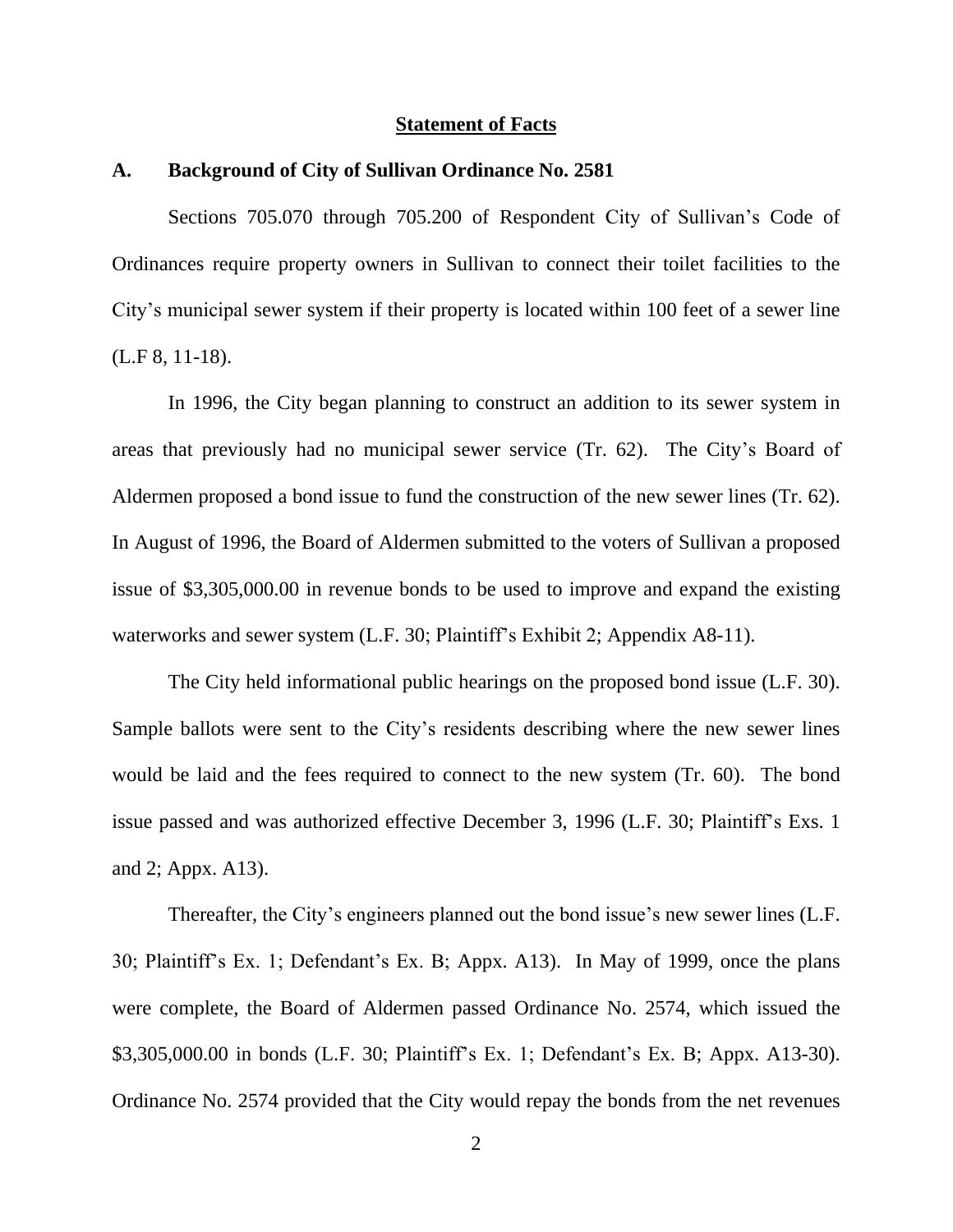## Statement of Facts

### A. Background of City of Sullivan Ordinance No. 2581

Sections 705.070 through 705.200 of Respondent City of Sullivan's Code of Ordinances require property owners in Sullivan to connect their toilet facilities to the City's municipal sewer system if their property is located within 100 feet of a sewer line (L.F 8, 11-18).

In 1996, the City began planning to construct an addition to its sewer system in areas that previously had no municipal sewer service (Tr. 62). The City's Board of Aldermen proposed a bond issue to fund the construction of the new sewer lines (Tr. 62). In August of 1996, the Board of Aldermen submitted to the voters of Sullivan a proposed issue of $3,305,000.00 in revenue bonds to be used to improve and expand the existing waterworks and sewer system (L.F. 30; Plaintiff's Exhibit 2; Appendix A8-11).

The City held informational public hearings on the proposed bond issue (L.F. 30). Sample ballots were sent to the City's residents describing where the new sewer lines would be laid and the fees required to connect to the new system (Tr. 60). The bond issue passed and was authorized effective December 3, 1996 (L.F. 30; Plaintiff's Exs. 1 and 2; Appx. A13).

Thereafter, the City's engineers planned out the bond issue's new sewer lines (L.F. 30; Plaintiff's Ex. 1; Defendant's Ex. B; Appx. A13). In May of 1999, once the plans were complete, the Board of Aldermen passed Ordinance No. 2574, which issued the $3,305,000.00 in bonds (L.F. 30; Plaintiff's Ex. 1; Defendant's Ex. B; Appx. A13-30). Ordinance No. 2574 provided that the City would repay the bonds from the net revenues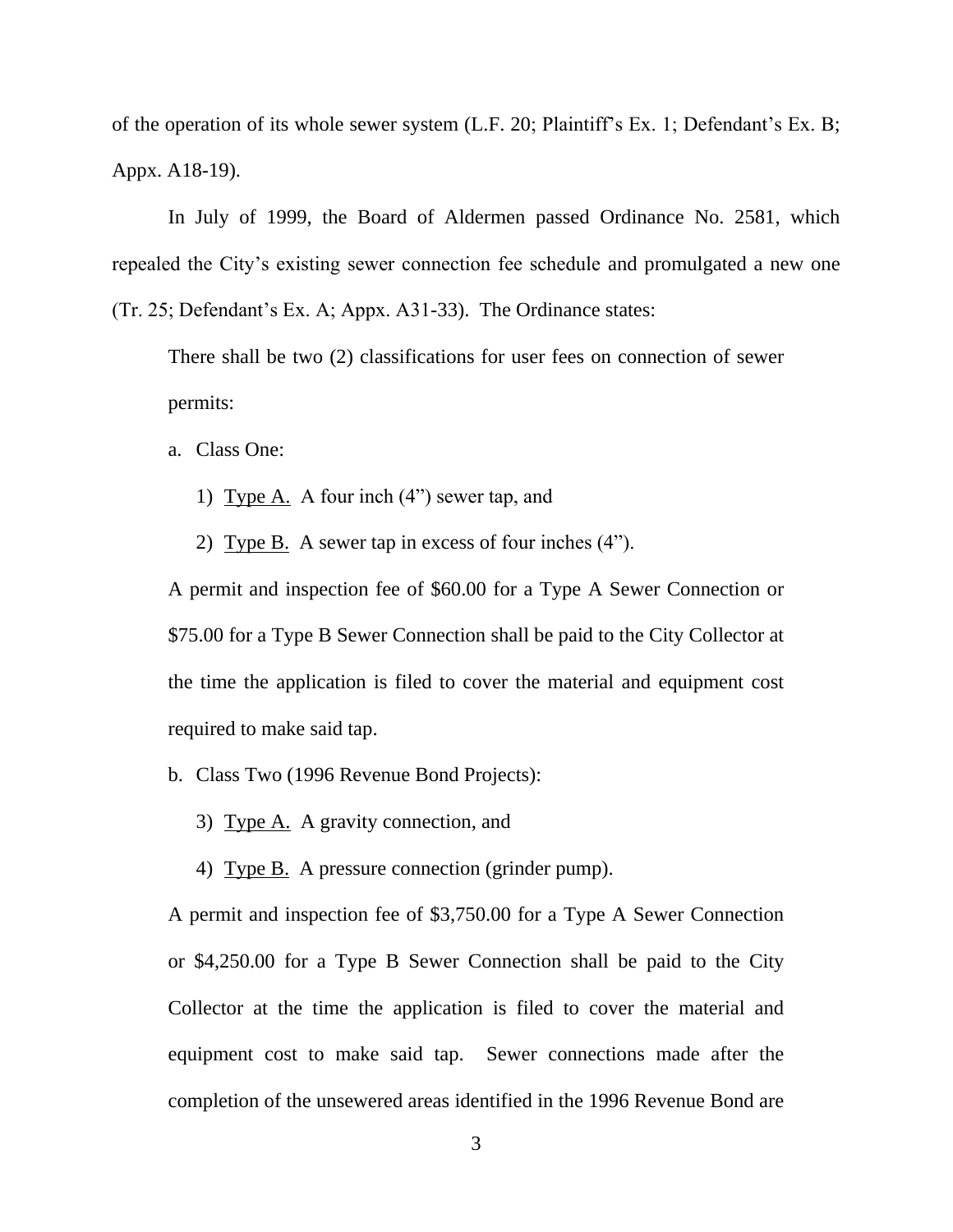of the operation of its whole sewer system (L.F. 20; Plaintiff's Ex. 1; Defendant's Ex. B; Appx. A18-19).

In July of 1999, the Board of Aldermen passed Ordinance No. 2581, which repealed the City's existing sewer connection fee schedule and promulgated a new one (Tr. 25; Defendant's Ex. A; Appx. A31-33). The Ordinance states:

> There shall be two (2) classifications for user fees on connection of sewer permits:
>
> a. Class One:
>
> 1) <u>Type A.</u> A four inch (4") sewer tap, and
>
> 2) <u>Type B.</u> A sewer tap in excess of four inches (4").
>
> A permit and inspection fee of $60.00 for a Type A Sewer Connection or $75.00 for a Type B Sewer Connection shall be paid to the City Collector at the time the application is filed to cover the material and equipment cost required to make said tap.
>
> b. Class Two (1996 Revenue Bond Projects):
>
> 3) <u>Type A.</u> A gravity connection, and
>
> 4) <u>Type B.</u> A pressure connection (grinder pump).
>
> A permit and inspection fee of $3,750.00 for a Type A Sewer Connection or $4,250.00 for a Type B Sewer Connection shall be paid to the City Collector at the time the application is filed to cover the material and equipment cost to make said tap. Sewer connections made after the completion of the unsewered areas identified in the 1996 Revenue Bond are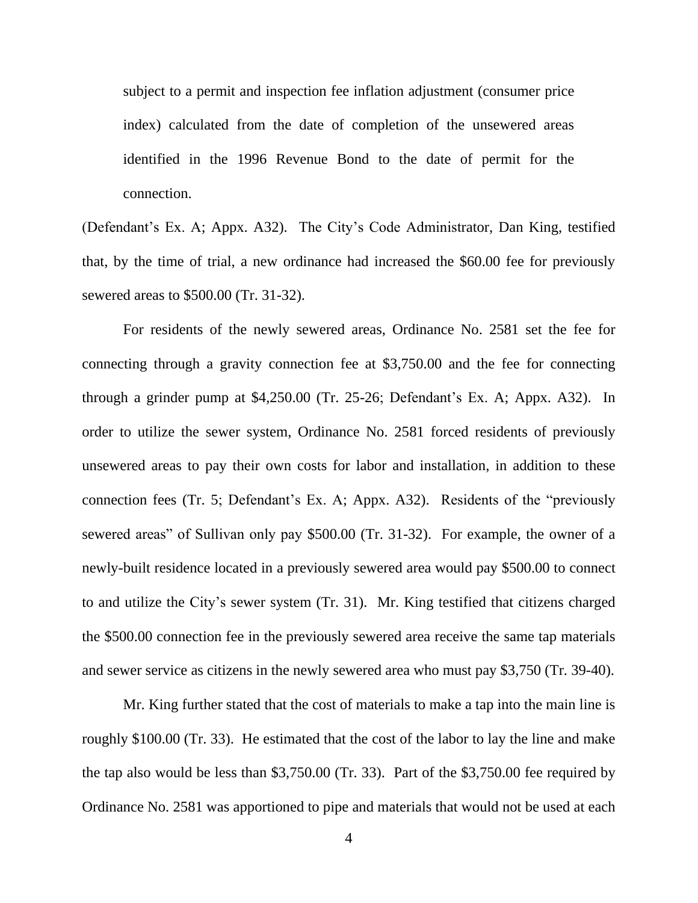> subject to a permit and inspection fee inflation adjustment (consumer price index) calculated from the date of completion of the unsewered areas identified in the 1996 Revenue Bond to the date of permit for the connection.

(Defendant's Ex. A; Appx. A32). The City's Code Administrator, Dan King, testified that, by the time of trial, a new ordinance had increased the $60.00 fee for previously sewered areas to $500.00 (Tr. 31-32).

For residents of the newly sewered areas, Ordinance No. 2581 set the fee for connecting through a gravity connection fee at $3,750.00 and the fee for connecting through a grinder pump at $4,250.00 (Tr. 25-26; Defendant's Ex. A; Appx. A32). In order to utilize the sewer system, Ordinance No. 2581 forced residents of previously unsewered areas to pay their own costs for labor and installation, in addition to these connection fees (Tr. 5; Defendant's Ex. A; Appx. A32). Residents of the "previously sewered areas" of Sullivan only pay $500.00 (Tr. 31-32). For example, the owner of a newly-built residence located in a previously sewered area would pay $500.00 to connect to and utilize the City's sewer system (Tr. 31). Mr. King testified that citizens charged the $500.00 connection fee in the previously sewered area receive the same tap materials and sewer service as citizens in the newly sewered area who must pay $3,750 (Tr. 39-40).

Mr. King further stated that the cost of materials to make a tap into the main line is roughly $100.00 (Tr. 33). He estimated that the cost of the labor to lay the line and make the tap also would be less than $3,750.00 (Tr. 33). Part of the $3,750.00 fee required by Ordinance No. 2581 was apportioned to pipe and materials that would not be used at each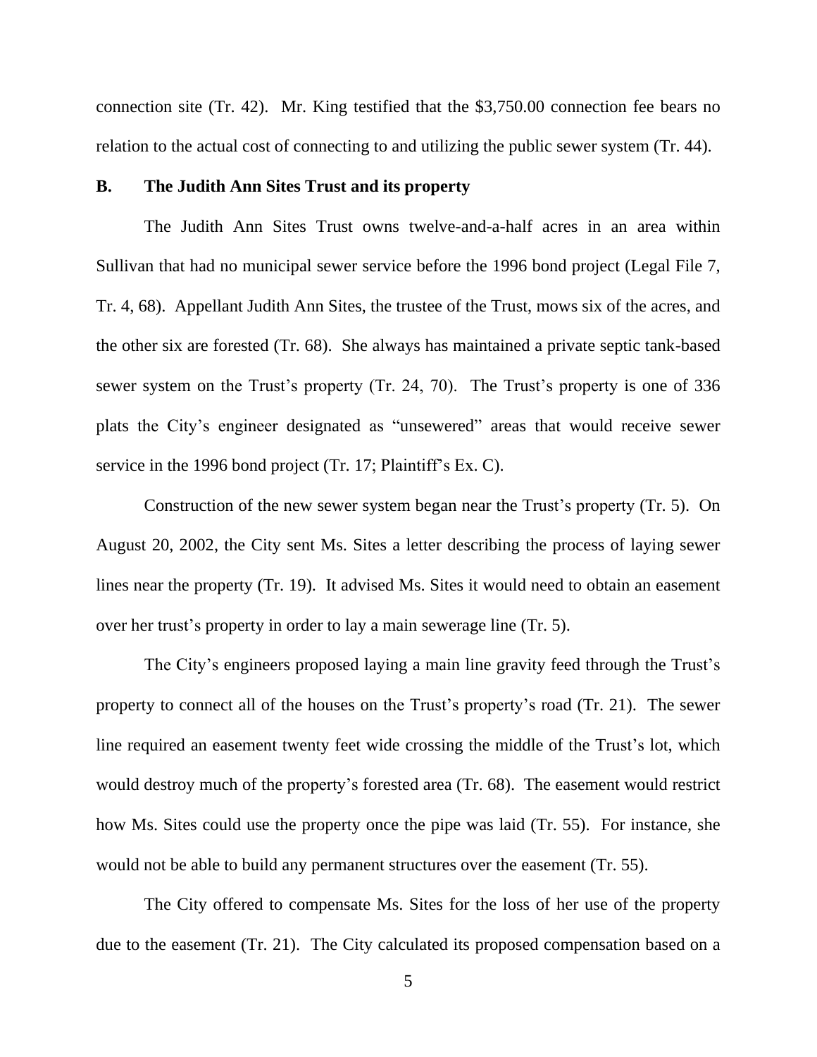connection site (Tr. 42). Mr. King testified that the $3,750.00 connection fee bears no relation to the actual cost of connecting to and utilizing the public sewer system (Tr. 44).

**B. The Judith Ann Sites Trust and its property**

The Judith Ann Sites Trust owns twelve-and-a-half acres in an area within Sullivan that had no municipal sewer service before the 1996 bond project (Legal File 7, Tr. 4, 68). Appellant Judith Ann Sites, the trustee of the Trust, mows six of the acres, and the other six are forested (Tr. 68). She always has maintained a private septic tank-based sewer system on the Trust's property (Tr. 24, 70). The Trust's property is one of 336 plats the City's engineer designated as "unsewered" areas that would receive sewer service in the 1996 bond project (Tr. 17; Plaintiff's Ex. C).

Construction of the new sewer system began near the Trust's property (Tr. 5). On August 20, 2002, the City sent Ms. Sites a letter describing the process of laying sewer lines near the property (Tr. 19). It advised Ms. Sites it would need to obtain an easement over her trust's property in order to lay a main sewerage line (Tr. 5).

The City's engineers proposed laying a main line gravity feed through the Trust's property to connect all of the houses on the Trust's property's road (Tr. 21). The sewer line required an easement twenty feet wide crossing the middle of the Trust's lot, which would destroy much of the property's forested area (Tr. 68). The easement would restrict how Ms. Sites could use the property once the pipe was laid (Tr. 55). For instance, she would not be able to build any permanent structures over the easement (Tr. 55).

The City offered to compensate Ms. Sites for the loss of her use of the property due to the easement (Tr. 21). The City calculated its proposed compensation based on a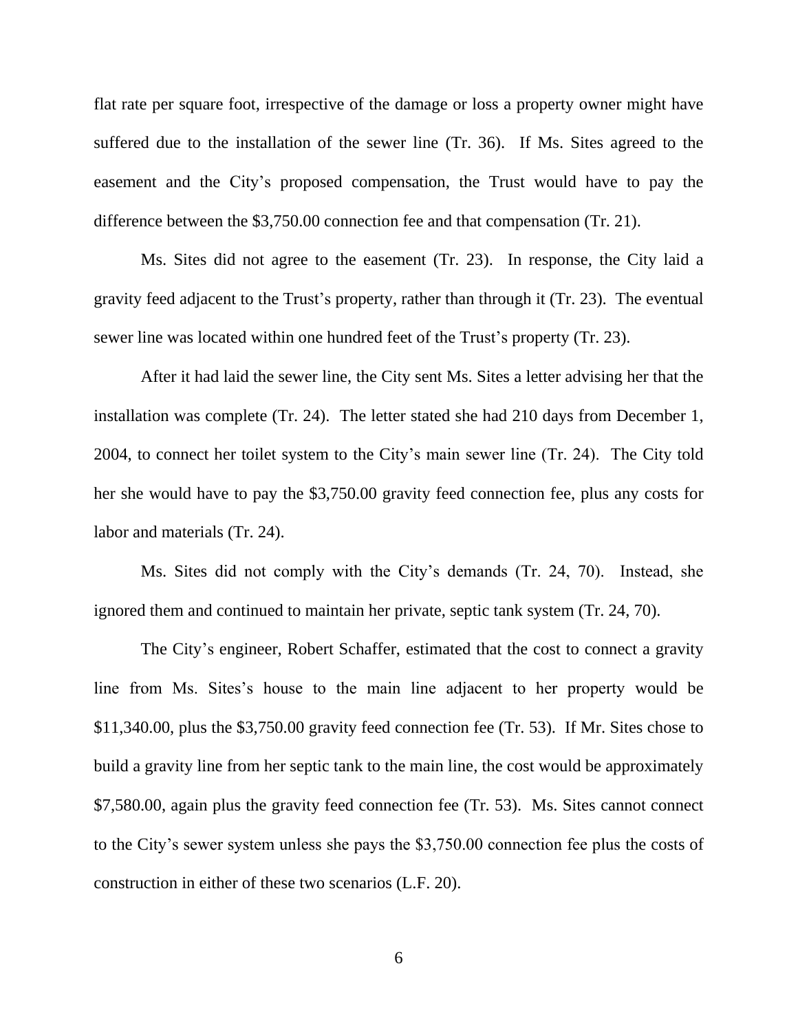flat rate per square foot, irrespective of the damage or loss a property owner might have suffered due to the installation of the sewer line (Tr. 36). If Ms. Sites agreed to the easement and the City's proposed compensation, the Trust would have to pay the difference between the $3,750.00 connection fee and that compensation (Tr. 21).

Ms. Sites did not agree to the easement (Tr. 23). In response, the City laid a gravity feed adjacent to the Trust's property, rather than through it (Tr. 23). The eventual sewer line was located within one hundred feet of the Trust's property (Tr. 23).

After it had laid the sewer line, the City sent Ms. Sites a letter advising her that the installation was complete (Tr. 24). The letter stated she had 210 days from December 1, 2004, to connect her toilet system to the City's main sewer line (Tr. 24). The City told her she would have to pay the $3,750.00 gravity feed connection fee, plus any costs for labor and materials (Tr. 24).

Ms. Sites did not comply with the City's demands (Tr. 24, 70). Instead, she ignored them and continued to maintain her private, septic tank system (Tr. 24, 70).

The City's engineer, Robert Schaffer, estimated that the cost to connect a gravity line from Ms. Sites's house to the main line adjacent to her property would be $11,340.00, plus the $3,750.00 gravity feed connection fee (Tr. 53). If Mr. Sites chose to build a gravity line from her septic tank to the main line, the cost would be approximately $7,580.00, again plus the gravity feed connection fee (Tr. 53). Ms. Sites cannot connect to the City's sewer system unless she pays the $3,750.00 connection fee plus the costs of construction in either of these two scenarios (L.F. 20).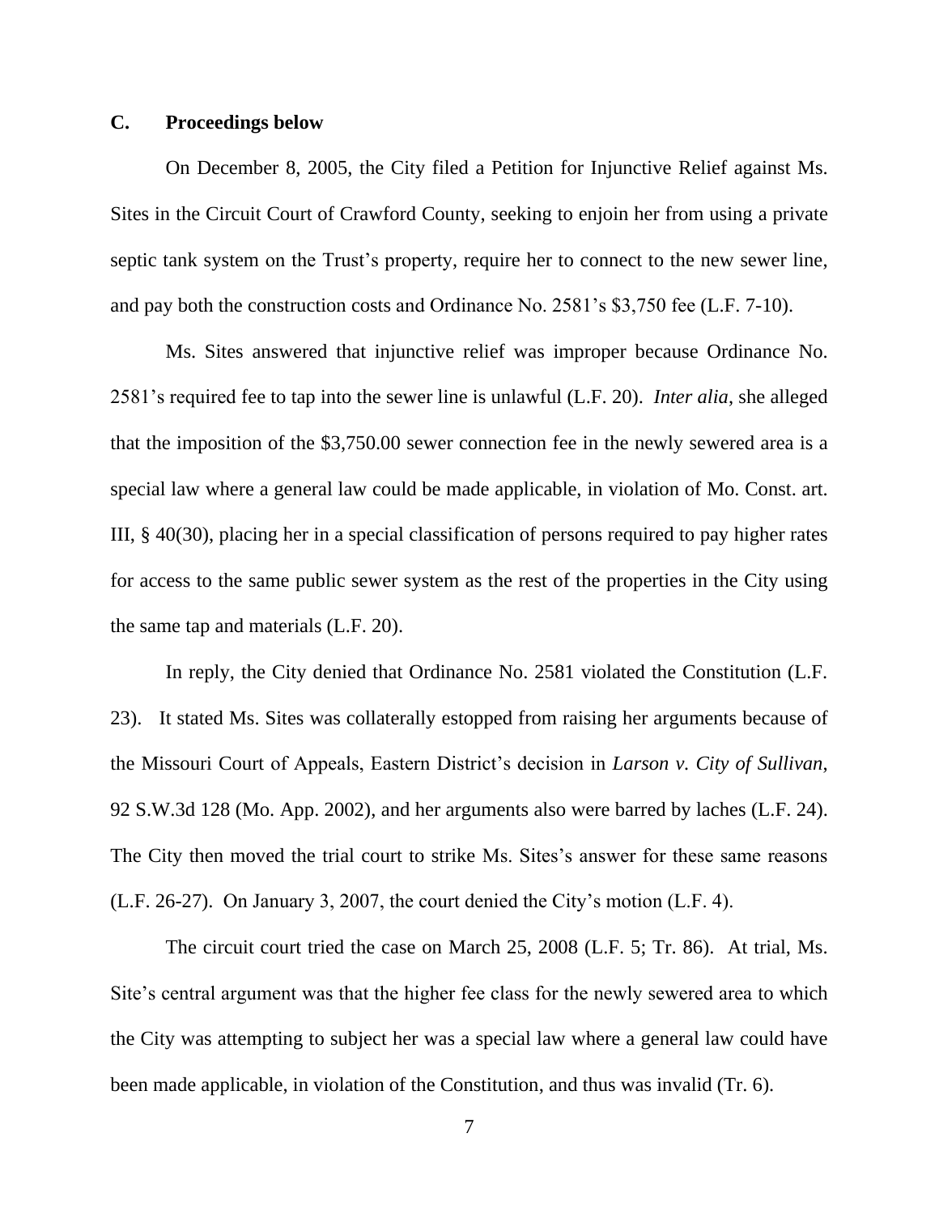### C. Proceedings below

On December 8, 2005, the City filed a Petition for Injunctive Relief against Ms. Sites in the Circuit Court of Crawford County, seeking to enjoin her from using a private septic tank system on the Trust's property, require her to connect to the new sewer line, and pay both the construction costs and Ordinance No. 2581's $3,750 fee (L.F. 7-10).

Ms. Sites answered that injunctive relief was improper because Ordinance No. 2581's required fee to tap into the sewer line is unlawful (L.F. 20). *Inter alia*, she alleged that the imposition of the $3,750.00 sewer connection fee in the newly sewered area is a special law where a general law could be made applicable, in violation of Mo. Const. art. III, § 40(30), placing her in a special classification of persons required to pay higher rates for access to the same public sewer system as the rest of the properties in the City using the same tap and materials (L.F. 20).

In reply, the City denied that Ordinance No. 2581 violated the Constitution (L.F. 23). It stated Ms. Sites was collaterally estopped from raising her arguments because of the Missouri Court of Appeals, Eastern District's decision in *Larson v. City of Sullivan*, 92 S.W.3d 128 (Mo. App. 2002), and her arguments also were barred by laches (L.F. 24). The City then moved the trial court to strike Ms. Sites's answer for these same reasons (L.F. 26-27). On January 3, 2007, the court denied the City's motion (L.F. 4).

The circuit court tried the case on March 25, 2008 (L.F. 5; Tr. 86). At trial, Ms. Site's central argument was that the higher fee class for the newly sewered area to which the City was attempting to subject her was a special law where a general law could have been made applicable, in violation of the Constitution, and thus was invalid (Tr. 6).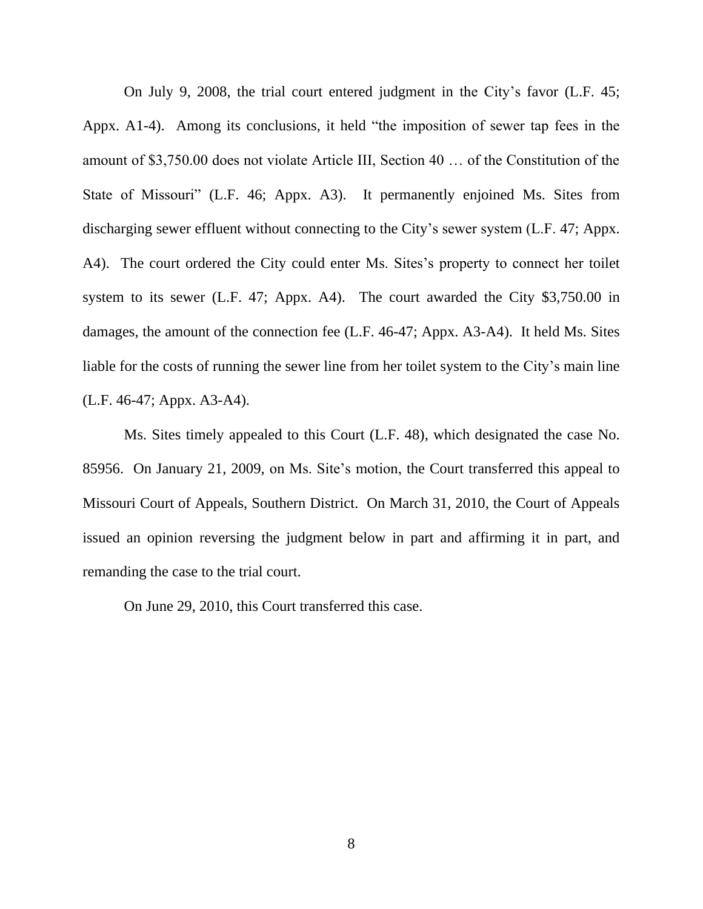On July 9, 2008, the trial court entered judgment in the City's favor (L.F. 45; Appx. A1-4). Among its conclusions, it held "the imposition of sewer tap fees in the amount of $3,750.00 does not violate Article III, Section 40 … of the Constitution of the State of Missouri" (L.F. 46; Appx. A3). It permanently enjoined Ms. Sites from discharging sewer effluent without connecting to the City's sewer system (L.F. 47; Appx. A4). The court ordered the City could enter Ms. Sites's property to connect her toilet system to its sewer (L.F. 47; Appx. A4). The court awarded the City $3,750.00 in damages, the amount of the connection fee (L.F. 46-47; Appx. A3-A4). It held Ms. Sites liable for the costs of running the sewer line from her toilet system to the City's main line (L.F. 46-47; Appx. A3-A4).

Ms. Sites timely appealed to this Court (L.F. 48), which designated the case No. 85956. On January 21, 2009, on Ms. Site's motion, the Court transferred this appeal to Missouri Court of Appeals, Southern District. On March 31, 2010, the Court of Appeals issued an opinion reversing the judgment below in part and affirming it in part, and remanding the case to the trial court.

On June 29, 2010, this Court transferred this case.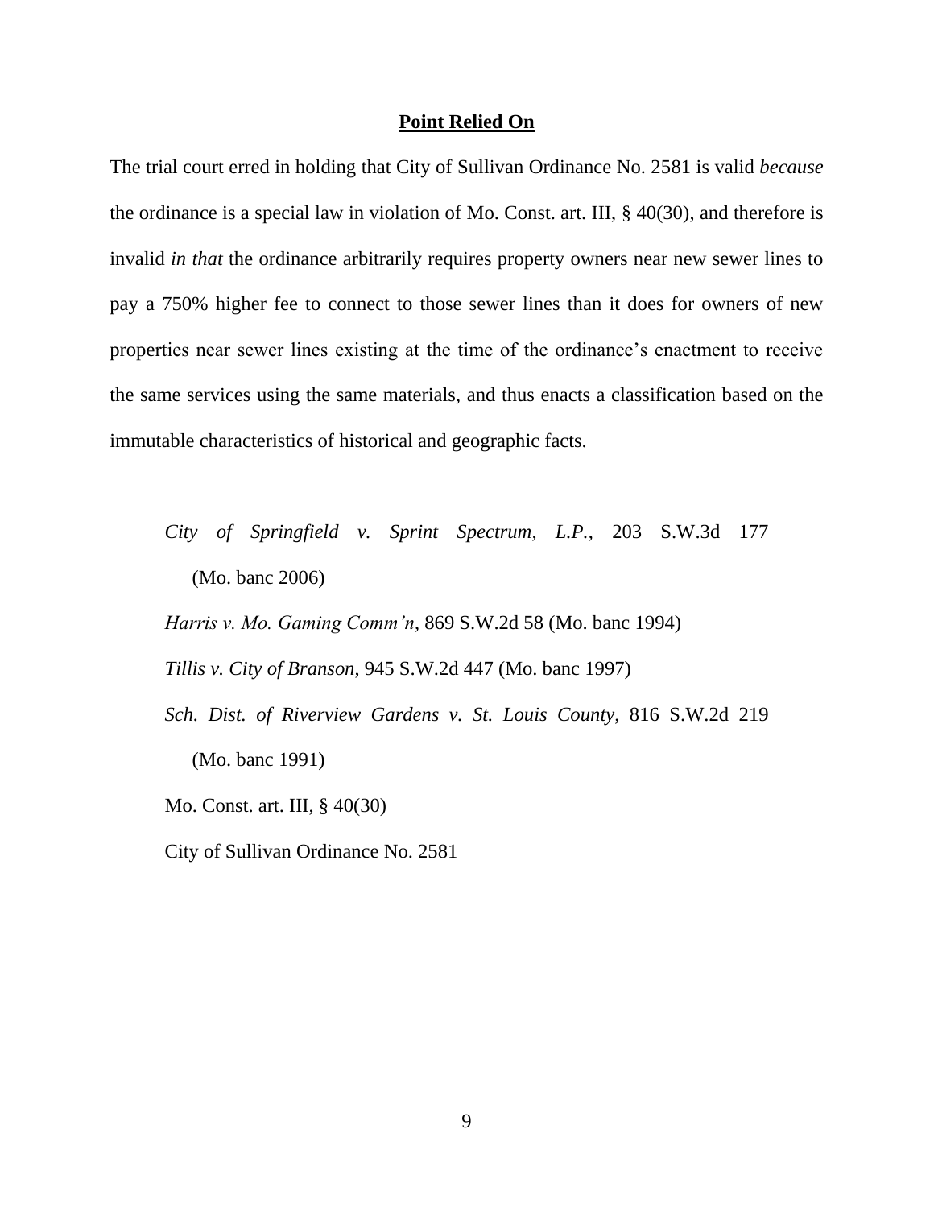## **Point Relied On**

The trial court erred in holding that City of Sullivan Ordinance No. 2581 is valid *because* the ordinance is a special law in violation of Mo. Const. art. III, § 40(30), and therefore is invalid *in that* the ordinance arbitrarily requires property owners near new sewer lines to pay a 750% higher fee to connect to those sewer lines than it does for owners of new properties near sewer lines existing at the time of the ordinance's enactment to receive the same services using the same materials, and thus enacts a classification based on the immutable characteristics of historical and geographic facts.

*City of Springfield v. Sprint Spectrum, L.P.*, 203 S.W.3d 177 (Mo. banc 2006)

*Harris v. Mo. Gaming Comm'n*, 869 S.W.2d 58 (Mo. banc 1994)

*Tillis v. City of Branson*, 945 S.W.2d 447 (Mo. banc 1997)

*Sch. Dist. of Riverview Gardens v. St. Louis County*, 816 S.W.2d 219 (Mo. banc 1991)

Mo. Const. art. III, § 40(30)

City of Sullivan Ordinance No. 2581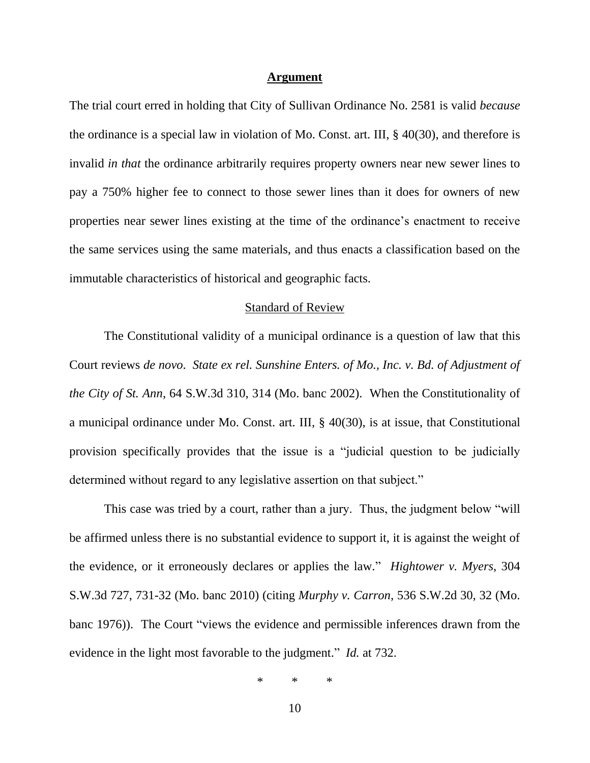## Argument

The trial court erred in holding that City of Sullivan Ordinance No. 2581 is valid *because* the ordinance is a special law in violation of Mo. Const. art. III, § 40(30), and therefore is invalid *in that* the ordinance arbitrarily requires property owners near new sewer lines to pay a 750% higher fee to connect to those sewer lines than it does for owners of new properties near sewer lines existing at the time of the ordinance's enactment to receive the same services using the same materials, and thus enacts a classification based on the immutable characteristics of historical and geographic facts.

### Standard of Review

The Constitutional validity of a municipal ordinance is a question of law that this Court reviews *de novo*. *State ex rel. Sunshine Enters. of Mo., Inc. v. Bd. of Adjustment of the City of St. Ann*, 64 S.W.3d 310, 314 (Mo. banc 2002). When the Constitutionality of a municipal ordinance under Mo. Const. art. III, § 40(30), is at issue, that Constitutional provision specifically provides that the issue is a "judicial question to be judicially determined without regard to any legislative assertion on that subject."

This case was tried by a court, rather than a jury. Thus, the judgment below "will be affirmed unless there is no substantial evidence to support it, it is against the weight of the evidence, or it erroneously declares or applies the law." *Hightower v. Myers*, 304 S.W.3d 727, 731-32 (Mo. banc 2010) (citing *Murphy v. Carron*, 536 S.W.2d 30, 32 (Mo. banc 1976)). The Court "views the evidence and permissible inferences drawn from the evidence in the light most favorable to the judgment." *Id.* at 732.

\* \* \*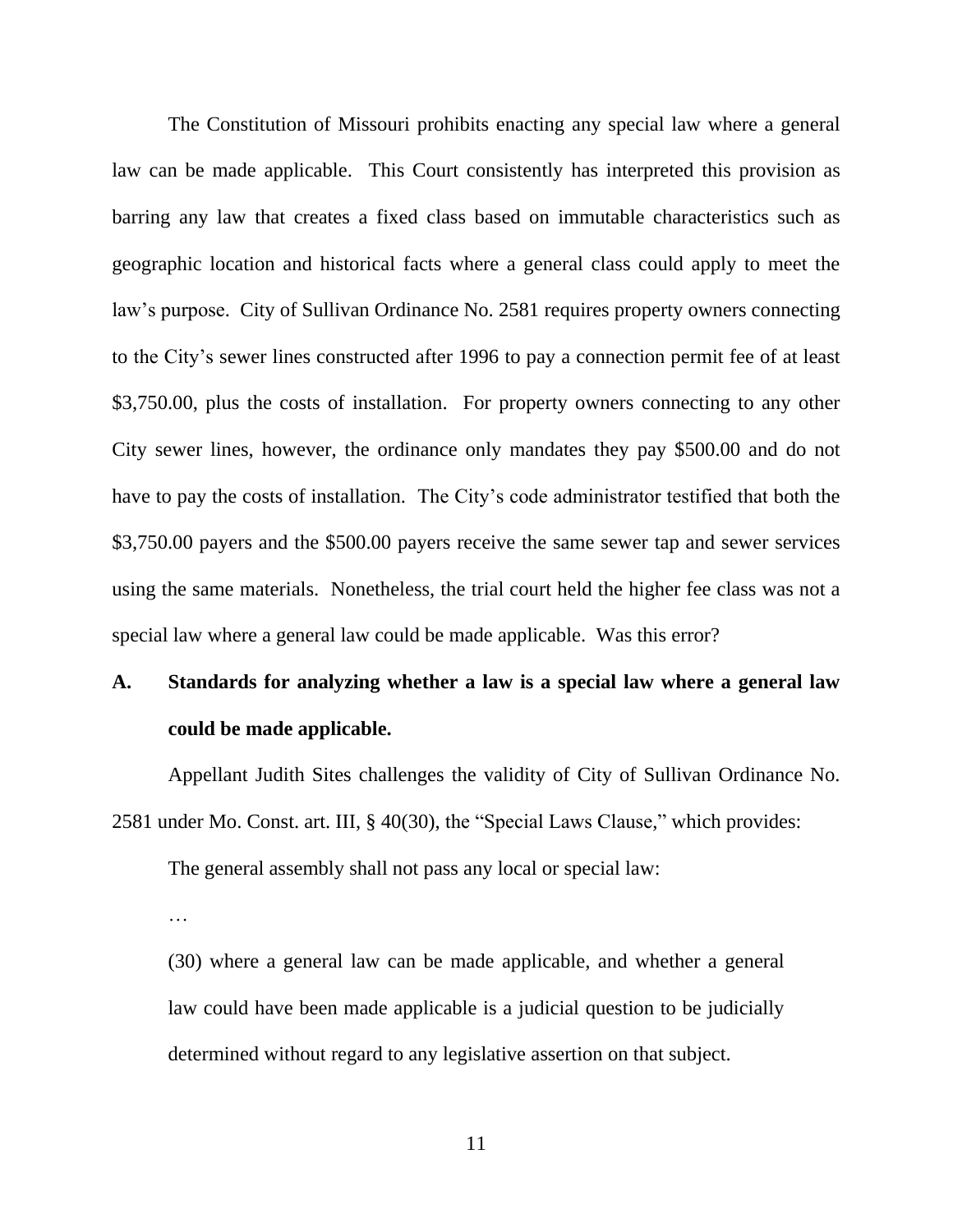The Constitution of Missouri prohibits enacting any special law where a general law can be made applicable. This Court consistently has interpreted this provision as barring any law that creates a fixed class based on immutable characteristics such as geographic location and historical facts where a general class could apply to meet the law's purpose. City of Sullivan Ordinance No. 2581 requires property owners connecting to the City's sewer lines constructed after 1996 to pay a connection permit fee of at least \$3,750.00, plus the costs of installation. For property owners connecting to any other City sewer lines, however, the ordinance only mandates they pay \$500.00 and do not have to pay the costs of installation. The City's code administrator testified that both the \$3,750.00 payers and the \$500.00 payers receive the same sewer tap and sewer services using the same materials. Nonetheless, the trial court held the higher fee class was not a special law where a general law could be made applicable. Was this error?

## A. Standards for analyzing whether a law is a special law where a general law could be made applicable.

Appellant Judith Sites challenges the validity of City of Sullivan Ordinance No. 2581 under Mo. Const. art. III, § 40(30), the "Special Laws Clause," which provides:

> The general assembly shall not pass any local or special law:
>
> …
>
> (30) where a general law can be made applicable, and whether a general law could have been made applicable is a judicial question to be judicially determined without regard to any legislative assertion on that subject.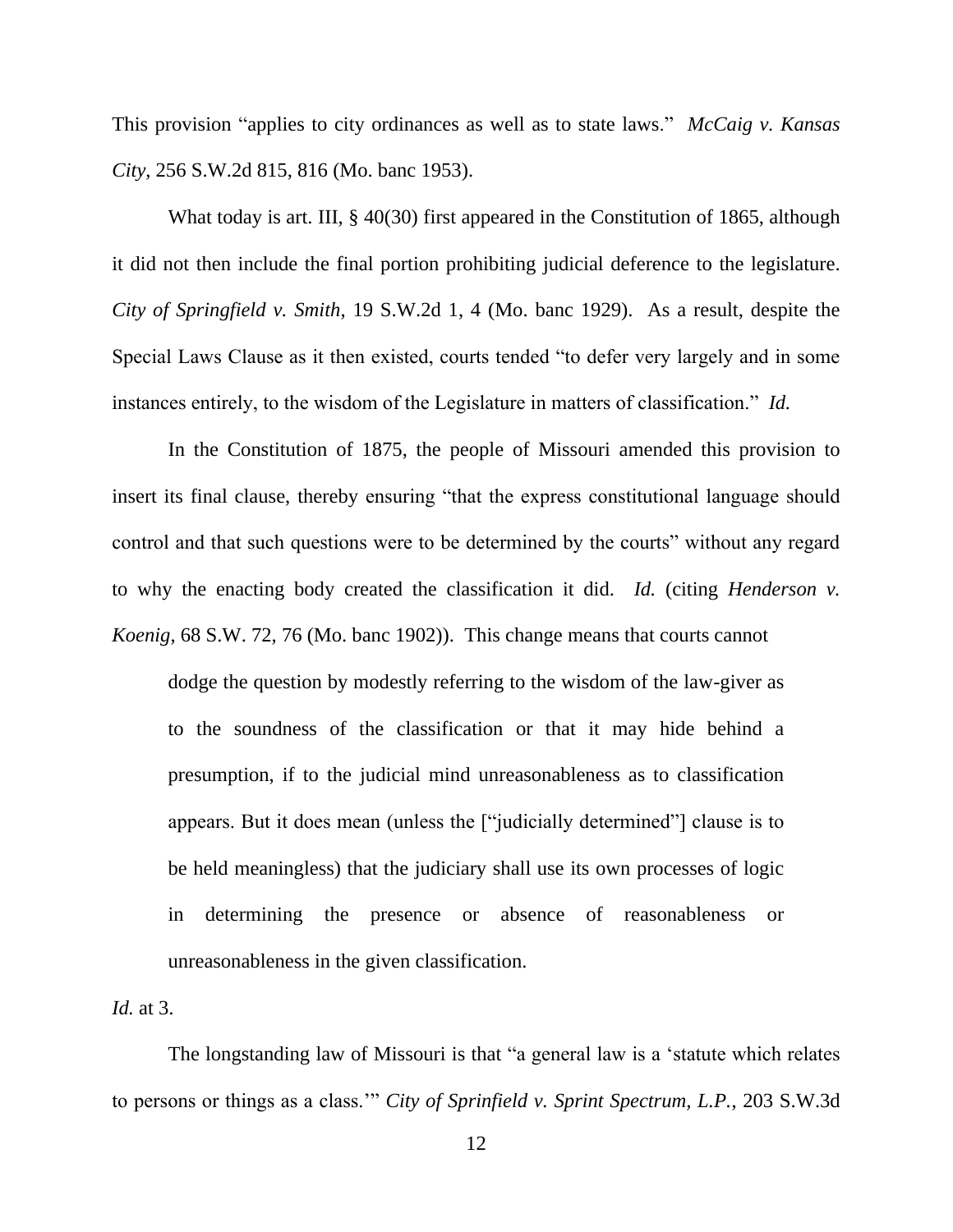This provision "applies to city ordinances as well as to state laws." *McCaig v. Kansas City*, 256 S.W.2d 815, 816 (Mo. banc 1953).

What today is art. III, § 40(30) first appeared in the Constitution of 1865, although it did not then include the final portion prohibiting judicial deference to the legislature. *City of Springfield v. Smith*, 19 S.W.2d 1, 4 (Mo. banc 1929). As a result, despite the Special Laws Clause as it then existed, courts tended "to defer very largely and in some instances entirely, to the wisdom of the Legislature in matters of classification." *Id.*

In the Constitution of 1875, the people of Missouri amended this provision to insert its final clause, thereby ensuring "that the express constitutional language should control and that such questions were to be determined by the courts" without any regard to why the enacting body created the classification it did. *Id.* (citing *Henderson v. Koenig*, 68 S.W. 72, 76 (Mo. banc 1902)). This change means that courts cannot

> dodge the question by modestly referring to the wisdom of the law-giver as to the soundness of the classification or that it may hide behind a presumption, if to the judicial mind unreasonableness as to classification appears. But it does mean (unless the ["judicially determined"] clause is to be held meaningless) that the judiciary shall use its own processes of logic in determining the presence or absence of reasonableness or unreasonableness in the given classification.

*Id.* at 3.

The longstanding law of Missouri is that "a general law is a 'statute which relates to persons or things as a class.'" *City of Sprinfield v. Sprint Spectrum, L.P.*, 203 S.W.3d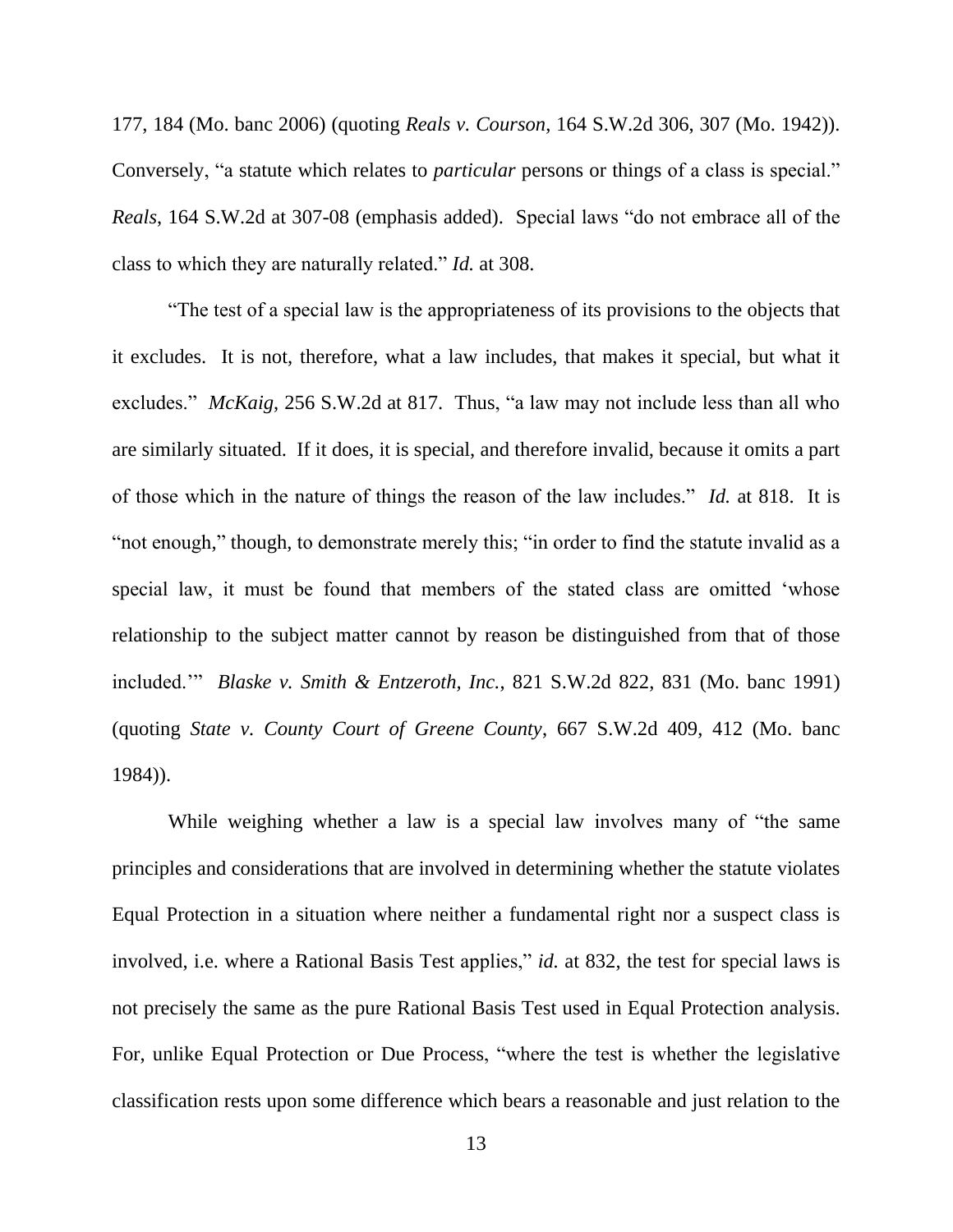177, 184 (Mo. banc 2006) (quoting *Reals v. Courson*, 164 S.W.2d 306, 307 (Mo. 1942)). Conversely, "a statute which relates to *particular* persons or things of a class is special." *Reals*, 164 S.W.2d at 307-08 (emphasis added). Special laws "do not embrace all of the class to which they are naturally related." *Id.* at 308.

"The test of a special law is the appropriateness of its provisions to the objects that it excludes. It is not, therefore, what a law includes, that makes it special, but what it excludes." *McKaig*, 256 S.W.2d at 817. Thus, "a law may not include less than all who are similarly situated. If it does, it is special, and therefore invalid, because it omits a part of those which in the nature of things the reason of the law includes." *Id.* at 818. It is "not enough," though, to demonstrate merely this; "in order to find the statute invalid as a special law, it must be found that members of the stated class are omitted 'whose relationship to the subject matter cannot by reason be distinguished from that of those included.'" *Blaske v. Smith & Entzeroth, Inc.*, 821 S.W.2d 822, 831 (Mo. banc 1991) (quoting *State v. County Court of Greene County*, 667 S.W.2d 409, 412 (Mo. banc 1984)).

While weighing whether a law is a special law involves many of "the same principles and considerations that are involved in determining whether the statute violates Equal Protection in a situation where neither a fundamental right nor a suspect class is involved, i.e. where a Rational Basis Test applies," *id.* at 832, the test for special laws is not precisely the same as the pure Rational Basis Test used in Equal Protection analysis. For, unlike Equal Protection or Due Process, "where the test is whether the legislative classification rests upon some difference which bears a reasonable and just relation to the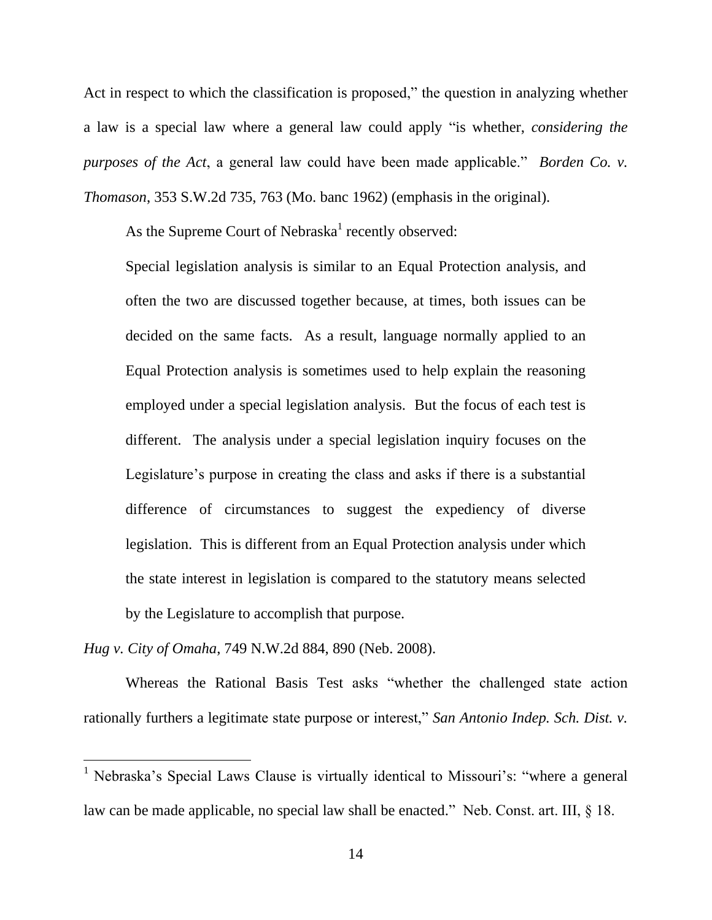Act in respect to which the classification is proposed," the question in analyzing whether a law is a special law where a general law could apply "is whether, *considering the purposes of the Act*, a general law could have been made applicable." *Borden Co. v. Thomason*, 353 S.W.2d 735, 763 (Mo. banc 1962) (emphasis in the original).

As the Supreme Court of Nebraska[1] recently observed:

> Special legislation analysis is similar to an Equal Protection analysis, and often the two are discussed together because, at times, both issues can be decided on the same facts. As a result, language normally applied to an Equal Protection analysis is sometimes used to help explain the reasoning employed under a special legislation analysis. But the focus of each test is different. The analysis under a special legislation inquiry focuses on the Legislature's purpose in creating the class and asks if there is a substantial difference of circumstances to suggest the expediency of diverse legislation. This is different from an Equal Protection analysis under which the state interest in legislation is compared to the statutory means selected by the Legislature to accomplish that purpose.

*Hug v. City of Omaha*, 749 N.W.2d 884, 890 (Neb. 2008).

Whereas the Rational Basis Test asks "whether the challenged state action rationally furthers a legitimate state purpose or interest," *San Antonio Indep. Sch. Dist. v.*

---

[1] Nebraska's Special Laws Clause is virtually identical to Missouri's: "where a general law can be made applicable, no special law shall be enacted." Neb. Const. art. III, § 18.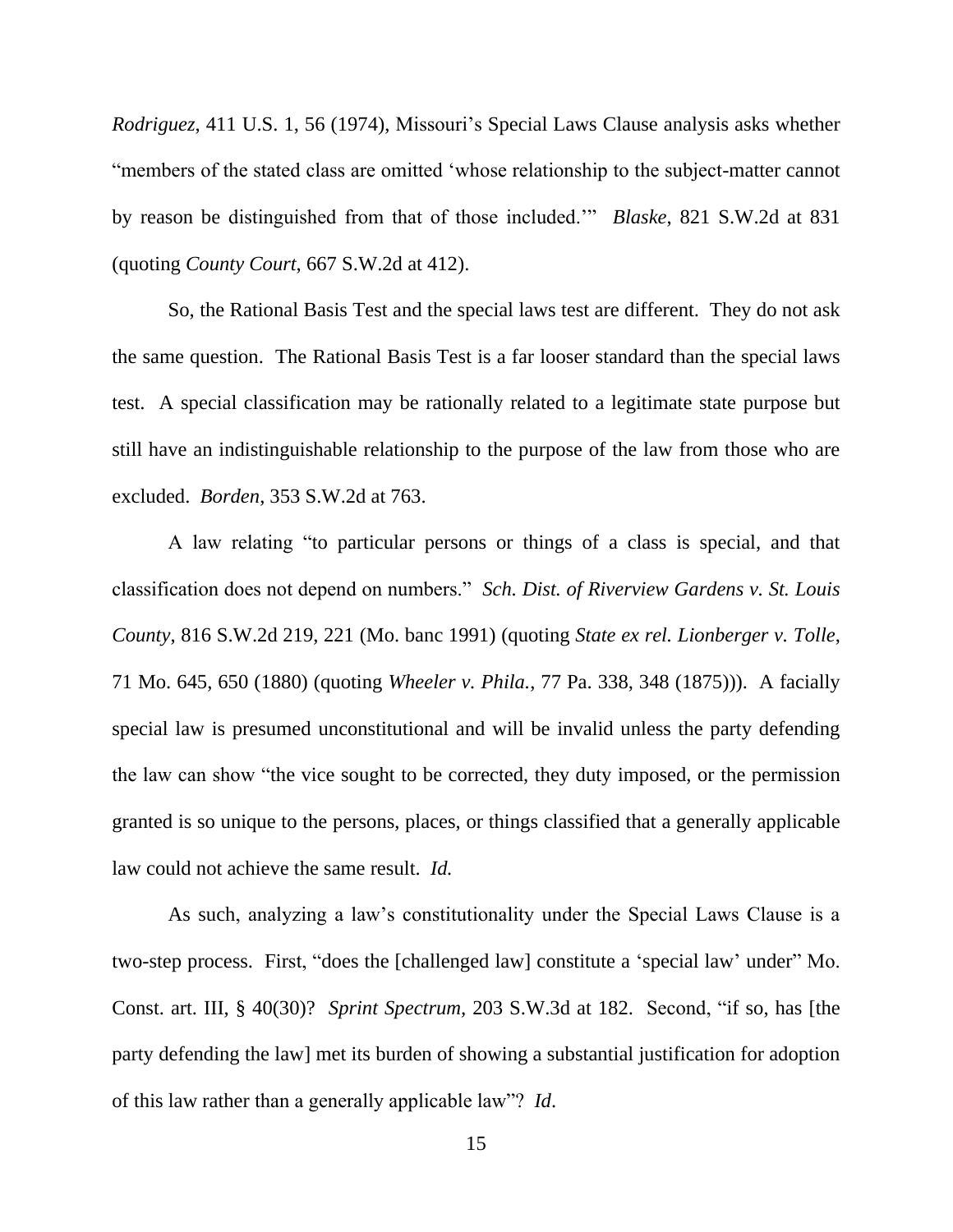*Rodriguez*, 411 U.S. 1, 56 (1974), Missouri's Special Laws Clause analysis asks whether "members of the stated class are omitted 'whose relationship to the subject-matter cannot by reason be distinguished from that of those included.'" *Blaske*, 821 S.W.2d at 831 (quoting *County Court*, 667 S.W.2d at 412).

So, the Rational Basis Test and the special laws test are different. They do not ask the same question. The Rational Basis Test is a far looser standard than the special laws test. A special classification may be rationally related to a legitimate state purpose but still have an indistinguishable relationship to the purpose of the law from those who are excluded. *Borden*, 353 S.W.2d at 763.

A law relating "to particular persons or things of a class is special, and that classification does not depend on numbers." *Sch. Dist. of Riverview Gardens v. St. Louis County*, 816 S.W.2d 219, 221 (Mo. banc 1991) (quoting *State ex rel. Lionberger v. Tolle*, 71 Mo. 645, 650 (1880) (quoting *Wheeler v. Phila.*, 77 Pa. 338, 348 (1875))). A facially special law is presumed unconstitutional and will be invalid unless the party defending the law can show "the vice sought to be corrected, they duty imposed, or the permission granted is so unique to the persons, places, or things classified that a generally applicable law could not achieve the same result. *Id.*

As such, analyzing a law's constitutionality under the Special Laws Clause is a two-step process. First, "does the [challenged law] constitute a 'special law' under" Mo. Const. art. III, § 40(30)? *Sprint Spectrum*, 203 S.W.3d at 182. Second, "if so, has [the party defending the law] met its burden of showing a substantial justification for adoption of this law rather than a generally applicable law"? *Id*.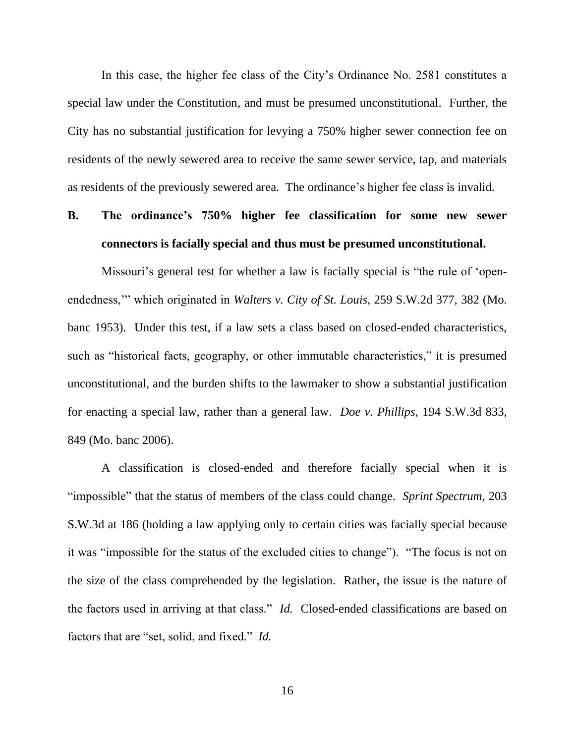In this case, the higher fee class of the City's Ordinance No. 2581 constitutes a special law under the Constitution, and must be presumed unconstitutional. Further, the City has no substantial justification for levying a 750% higher sewer connection fee on residents of the newly sewered area to receive the same sewer service, tap, and materials as residents of the previously sewered area. The ordinance's higher fee class is invalid.

### B. The ordinance's 750% higher fee classification for some new sewer connectors is facially special and thus must be presumed unconstitutional.

Missouri's general test for whether a law is facially special is "the rule of 'open-endedness,'" which originated in *Walters v. City of St. Louis*, 259 S.W.2d 377, 382 (Mo. banc 1953). Under this test, if a law sets a class based on closed-ended characteristics, such as "historical facts, geography, or other immutable characteristics," it is presumed unconstitutional, and the burden shifts to the lawmaker to show a substantial justification for enacting a special law, rather than a general law. *Doe v. Phillips*, 194 S.W.3d 833, 849 (Mo. banc 2006).

A classification is closed-ended and therefore facially special when it is "impossible" that the status of members of the class could change. *Sprint Spectrum,* 203 S.W.3d at 186 (holding a law applying only to certain cities was facially special because it was "impossible for the status of the excluded cities to change"). "The focus is not on the size of the class comprehended by the legislation. Rather, the issue is the nature of the factors used in arriving at that class." *Id.* Closed-ended classifications are based on factors that are "set, solid, and fixed." *Id.*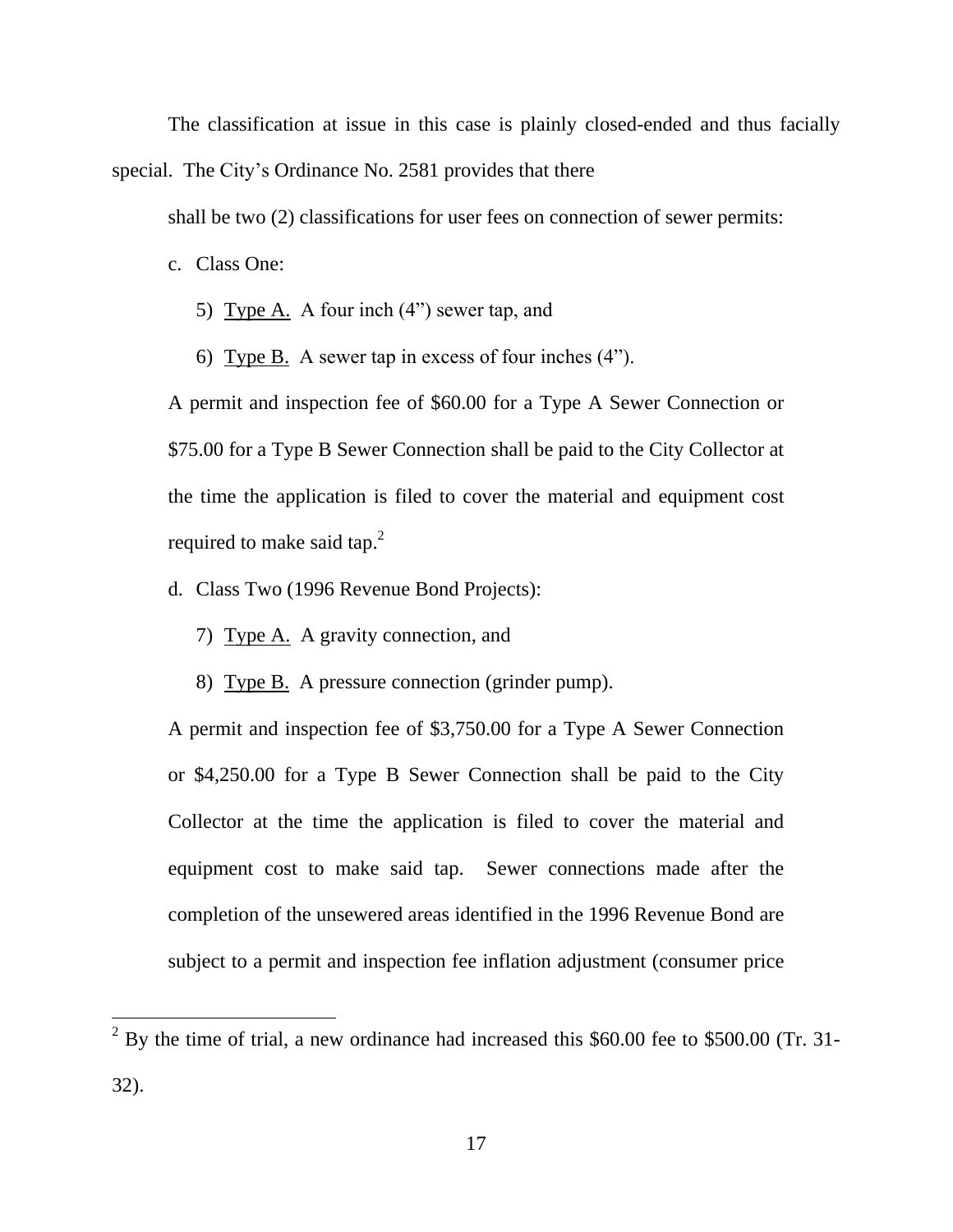The classification at issue in this case is plainly closed-ended and thus facially special. The City's Ordinance No. 2581 provides that there

> shall be two (2) classifications for user fees on connection of sewer permits:
>
> c. Class One:
>
> 5) Type A. A four inch (4") sewer tap, and
>
> 6) Type B. A sewer tap in excess of four inches (4").
>
> A permit and inspection fee of $60.00 for a Type A Sewer Connection or $75.00 for a Type B Sewer Connection shall be paid to the City Collector at the time the application is filed to cover the material and equipment cost required to make said tap.[2]
>
> d. Class Two (1996 Revenue Bond Projects):
>
> 7) Type A. A gravity connection, and
>
> 8) Type B. A pressure connection (grinder pump).
>
> A permit and inspection fee of $3,750.00 for a Type A Sewer Connection or $4,250.00 for a Type B Sewer Connection shall be paid to the City Collector at the time the application is filed to cover the material and equipment cost to make said tap. Sewer connections made after the completion of the unsewered areas identified in the 1996 Revenue Bond are subject to a permit and inspection fee inflation adjustment (consumer price

[2] By the time of trial, a new ordinance had increased this $60.00 fee to $500.00 (Tr. 31-32).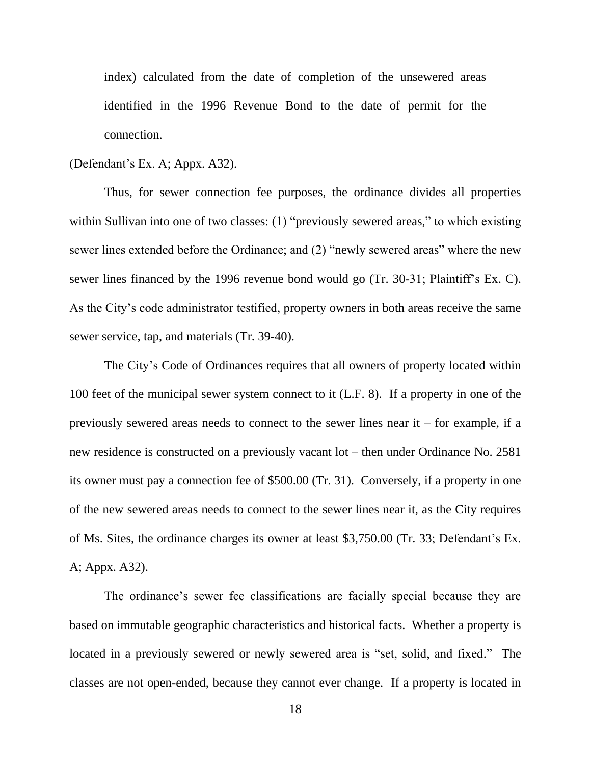index) calculated from the date of completion of the unsewered areas identified in the 1996 Revenue Bond to the date of permit for the connection.

(Defendant's Ex. A; Appx. A32).

Thus, for sewer connection fee purposes, the ordinance divides all properties within Sullivan into one of two classes: (1) "previously sewered areas," to which existing sewer lines extended before the Ordinance; and (2) "newly sewered areas" where the new sewer lines financed by the 1996 revenue bond would go (Tr. 30-31; Plaintiff's Ex. C). As the City's code administrator testified, property owners in both areas receive the same sewer service, tap, and materials (Tr. 39-40).

The City's Code of Ordinances requires that all owners of property located within 100 feet of the municipal sewer system connect to it (L.F. 8). If a property in one of the previously sewered areas needs to connect to the sewer lines near it – for example, if a new residence is constructed on a previously vacant lot – then under Ordinance No. 2581 its owner must pay a connection fee of $500.00 (Tr. 31). Conversely, if a property in one of the new sewered areas needs to connect to the sewer lines near it, as the City requires of Ms. Sites, the ordinance charges its owner at least $3,750.00 (Tr. 33; Defendant's Ex. A; Appx. A32).

The ordinance's sewer fee classifications are facially special because they are based on immutable geographic characteristics and historical facts. Whether a property is located in a previously sewered or newly sewered area is "set, solid, and fixed." The classes are not open-ended, because they cannot ever change. If a property is located in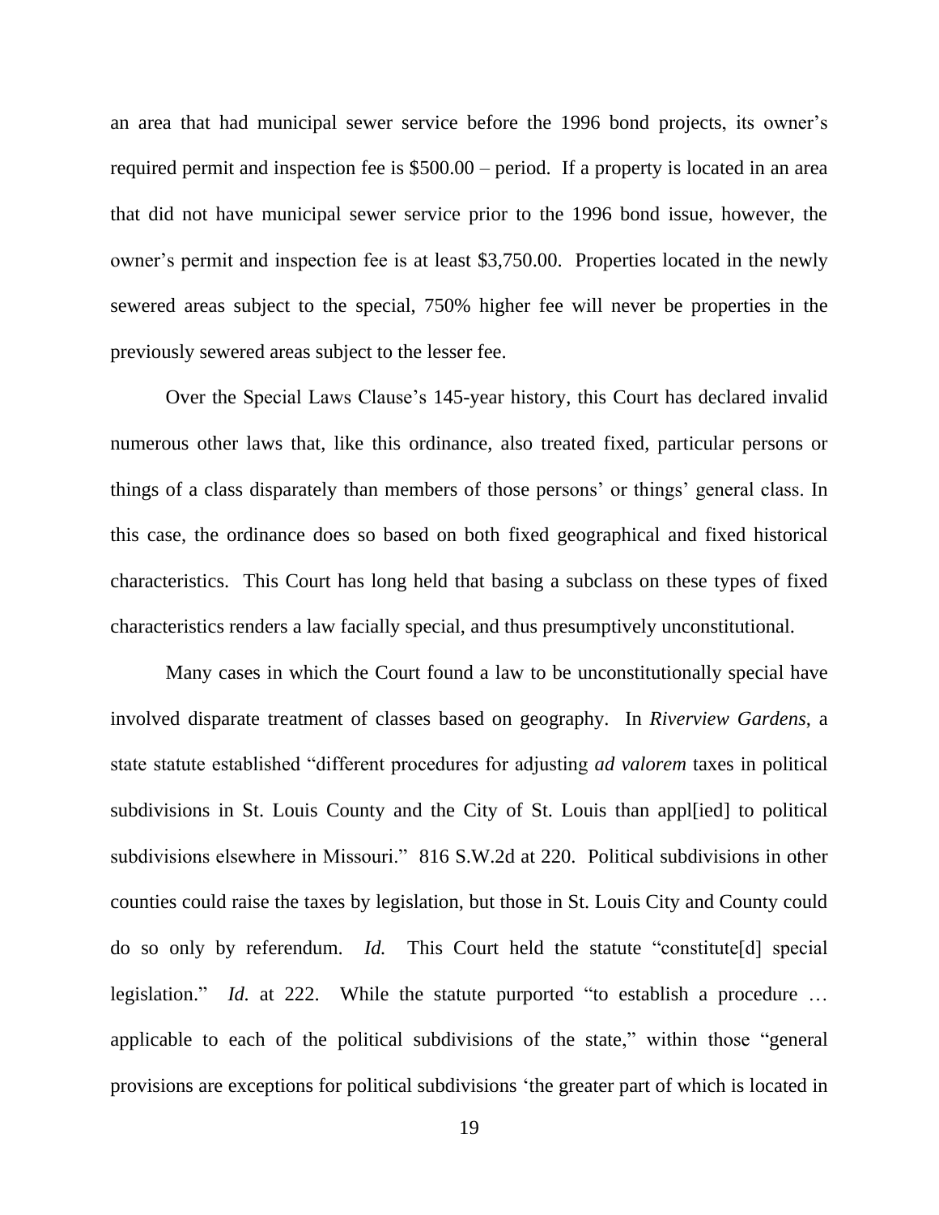an area that had municipal sewer service before the 1996 bond projects, its owner's required permit and inspection fee is $500.00 – period. If a property is located in an area that did not have municipal sewer service prior to the 1996 bond issue, however, the owner's permit and inspection fee is at least $3,750.00. Properties located in the newly sewered areas subject to the special, 750% higher fee will never be properties in the previously sewered areas subject to the lesser fee.

Over the Special Laws Clause's 145-year history, this Court has declared invalid numerous other laws that, like this ordinance, also treated fixed, particular persons or things of a class disparately than members of those persons' or things' general class. In this case, the ordinance does so based on both fixed geographical and fixed historical characteristics. This Court has long held that basing a subclass on these types of fixed characteristics renders a law facially special, and thus presumptively unconstitutional.

Many cases in which the Court found a law to be unconstitutionally special have involved disparate treatment of classes based on geography. In *Riverview Gardens*, a state statute established "different procedures for adjusting *ad valorem* taxes in political subdivisions in St. Louis County and the City of St. Louis than appl[ied] to political subdivisions elsewhere in Missouri." 816 S.W.2d at 220. Political subdivisions in other counties could raise the taxes by legislation, but those in St. Louis City and County could do so only by referendum. *Id.* This Court held the statute "constitute[d] special legislation." *Id.* at 222. While the statute purported "to establish a procedure … applicable to each of the political subdivisions of the state," within those "general provisions are exceptions for political subdivisions 'the greater part of which is located in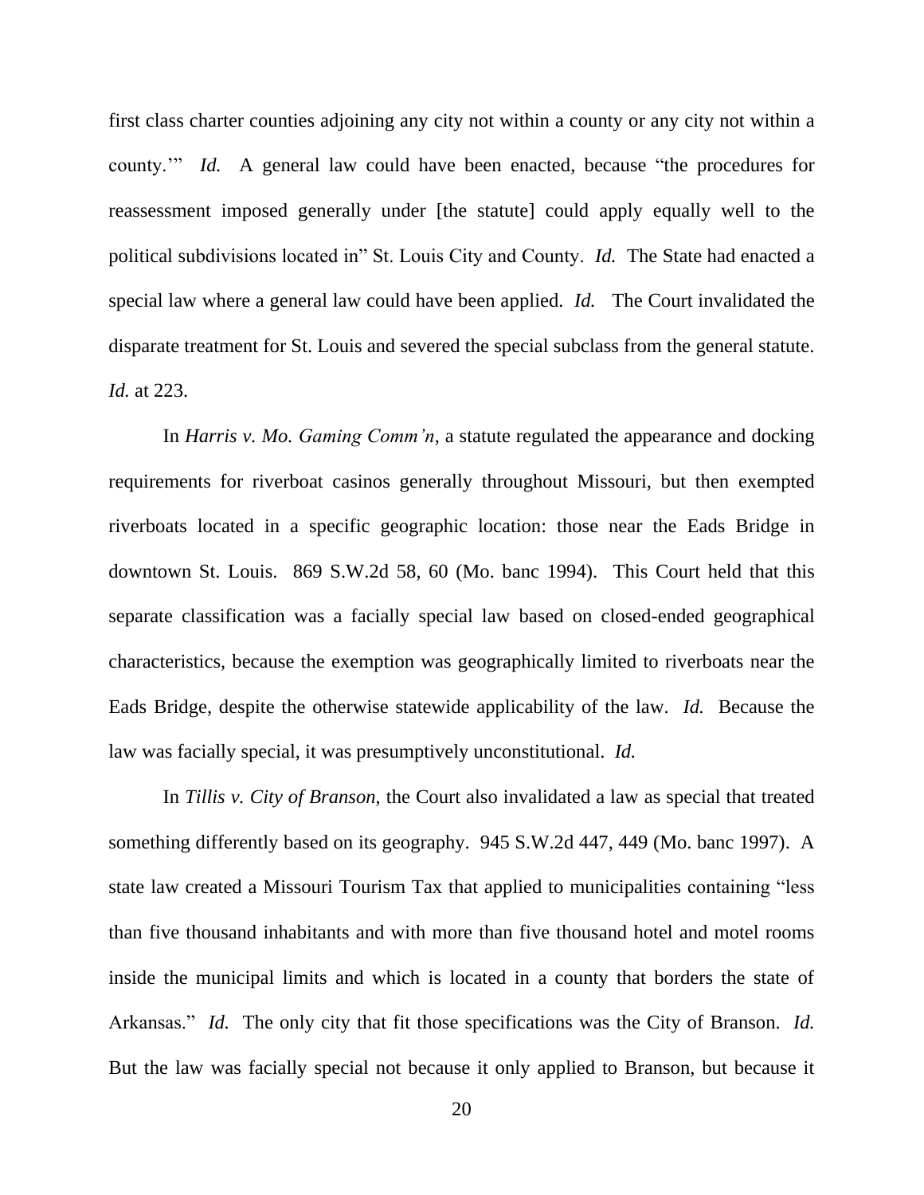first class charter counties adjoining any city not within a county or any city not within a county.'" *Id.* A general law could have been enacted, because "the procedures for reassessment imposed generally under [the statute] could apply equally well to the political subdivisions located in" St. Louis City and County. *Id.* The State had enacted a special law where a general law could have been applied. *Id.* The Court invalidated the disparate treatment for St. Louis and severed the special subclass from the general statute. *Id.* at 223.

In *Harris v. Mo. Gaming Comm'n*, a statute regulated the appearance and docking requirements for riverboat casinos generally throughout Missouri, but then exempted riverboats located in a specific geographic location: those near the Eads Bridge in downtown St. Louis. 869 S.W.2d 58, 60 (Mo. banc 1994). This Court held that this separate classification was a facially special law based on closed-ended geographical characteristics, because the exemption was geographically limited to riverboats near the Eads Bridge, despite the otherwise statewide applicability of the law. *Id.* Because the law was facially special, it was presumptively unconstitutional. *Id.*

In *Tillis v. City of Branson*, the Court also invalidated a law as special that treated something differently based on its geography. 945 S.W.2d 447, 449 (Mo. banc 1997). A state law created a Missouri Tourism Tax that applied to municipalities containing "less than five thousand inhabitants and with more than five thousand hotel and motel rooms inside the municipal limits and which is located in a county that borders the state of Arkansas." *Id.* The only city that fit those specifications was the City of Branson. *Id.* But the law was facially special not because it only applied to Branson, but because it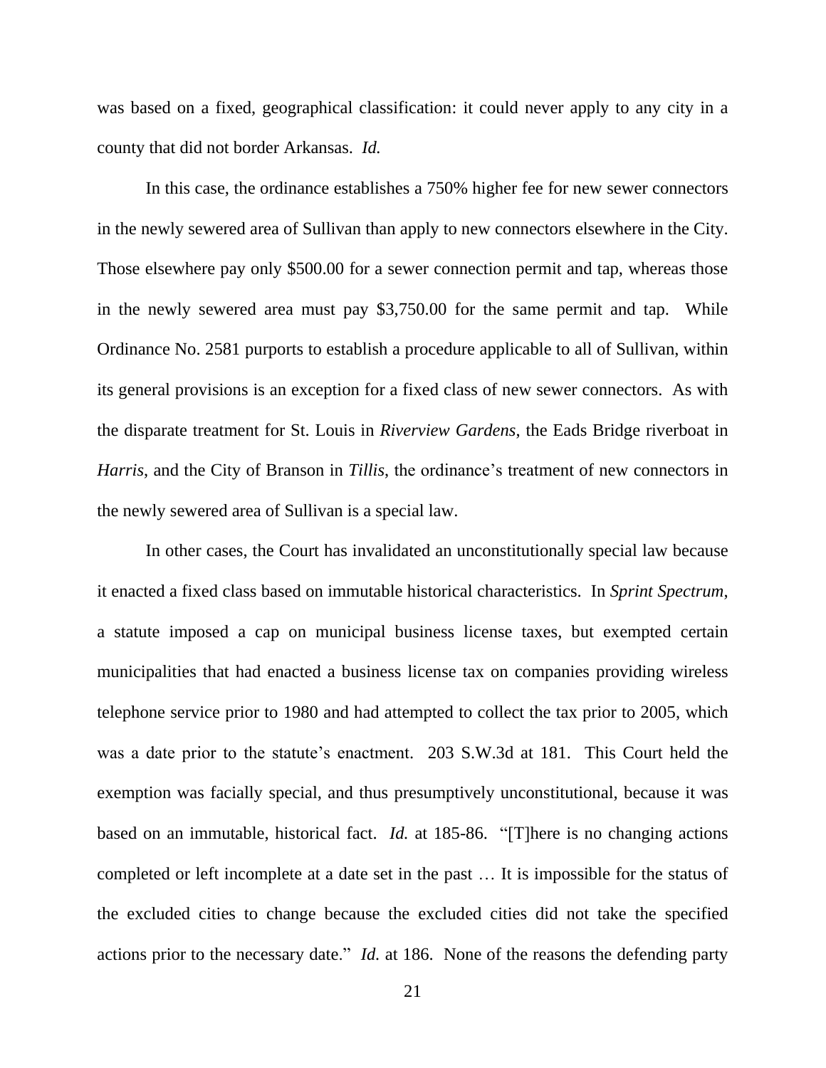was based on a fixed, geographical classification: it could never apply to any city in a county that did not border Arkansas. *Id.*

In this case, the ordinance establishes a 750% higher fee for new sewer connectors in the newly sewered area of Sullivan than apply to new connectors elsewhere in the City. Those elsewhere pay only $500.00 for a sewer connection permit and tap, whereas those in the newly sewered area must pay $3,750.00 for the same permit and tap. While Ordinance No. 2581 purports to establish a procedure applicable to all of Sullivan, within its general provisions is an exception for a fixed class of new sewer connectors. As with the disparate treatment for St. Louis in *Riverview Gardens*, the Eads Bridge riverboat in *Harris*, and the City of Branson in *Tillis*, the ordinance's treatment of new connectors in the newly sewered area of Sullivan is a special law.

In other cases, the Court has invalidated an unconstitutionally special law because it enacted a fixed class based on immutable historical characteristics. In *Sprint Spectrum*, a statute imposed a cap on municipal business license taxes, but exempted certain municipalities that had enacted a business license tax on companies providing wireless telephone service prior to 1980 and had attempted to collect the tax prior to 2005, which was a date prior to the statute's enactment. 203 S.W.3d at 181. This Court held the exemption was facially special, and thus presumptively unconstitutional, because it was based on an immutable, historical fact. *Id.* at 185-86. "[T]here is no changing actions completed or left incomplete at a date set in the past … It is impossible for the status of the excluded cities to change because the excluded cities did not take the specified actions prior to the necessary date." *Id.* at 186. None of the reasons the defending party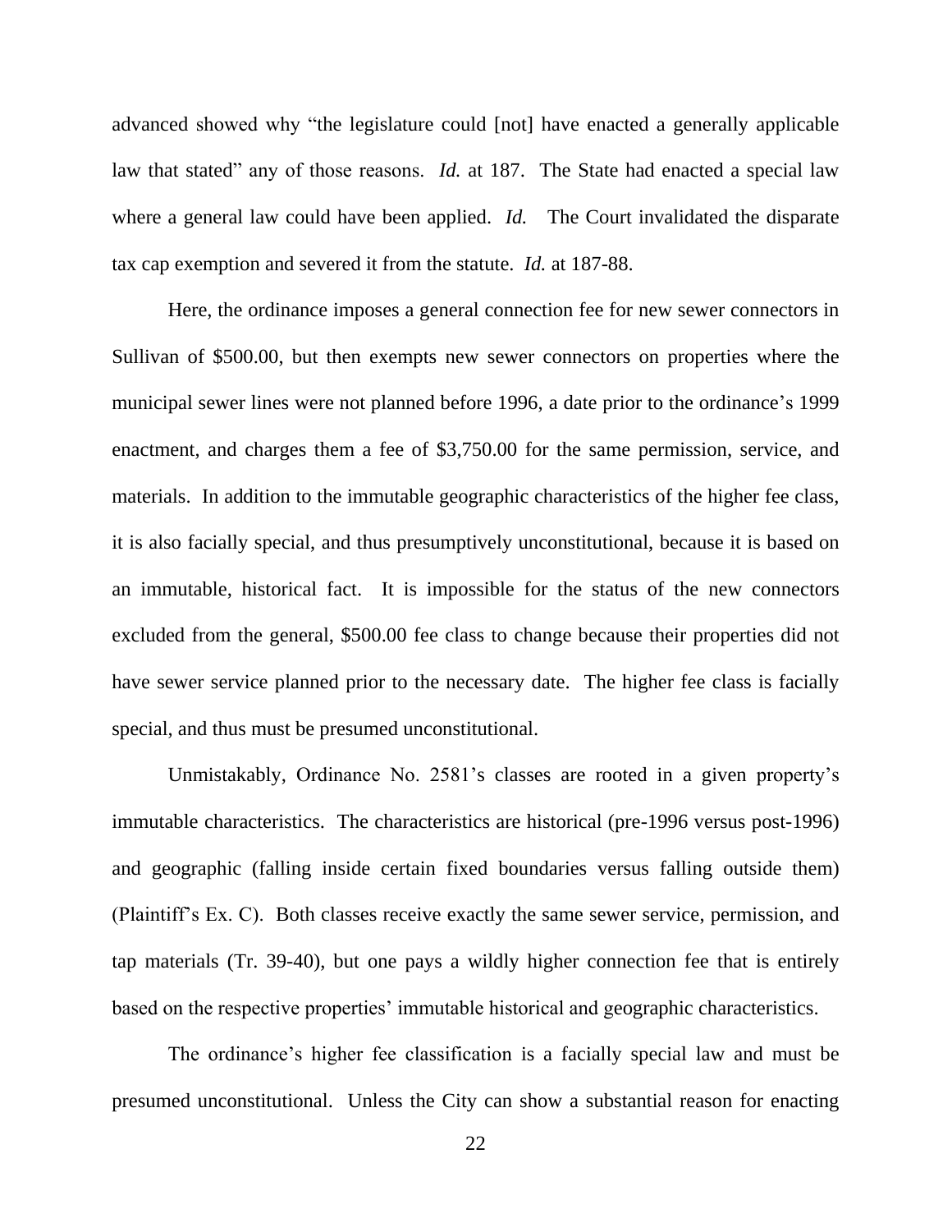advanced showed why "the legislature could [not] have enacted a generally applicable law that stated" any of those reasons. *Id.* at 187. The State had enacted a special law where a general law could have been applied. *Id.* The Court invalidated the disparate tax cap exemption and severed it from the statute. *Id.* at 187-88.

Here, the ordinance imposes a general connection fee for new sewer connectors in Sullivan of $500.00, but then exempts new sewer connectors on properties where the municipal sewer lines were not planned before 1996, a date prior to the ordinance's 1999 enactment, and charges them a fee of $3,750.00 for the same permission, service, and materials. In addition to the immutable geographic characteristics of the higher fee class, it is also facially special, and thus presumptively unconstitutional, because it is based on an immutable, historical fact. It is impossible for the status of the new connectors excluded from the general, $500.00 fee class to change because their properties did not have sewer service planned prior to the necessary date. The higher fee class is facially special, and thus must be presumed unconstitutional.

Unmistakably, Ordinance No. 2581's classes are rooted in a given property's immutable characteristics. The characteristics are historical (pre-1996 versus post-1996) and geographic (falling inside certain fixed boundaries versus falling outside them) (Plaintiff's Ex. C). Both classes receive exactly the same sewer service, permission, and tap materials (Tr. 39-40), but one pays a wildly higher connection fee that is entirely based on the respective properties' immutable historical and geographic characteristics.

The ordinance's higher fee classification is a facially special law and must be presumed unconstitutional. Unless the City can show a substantial reason for enacting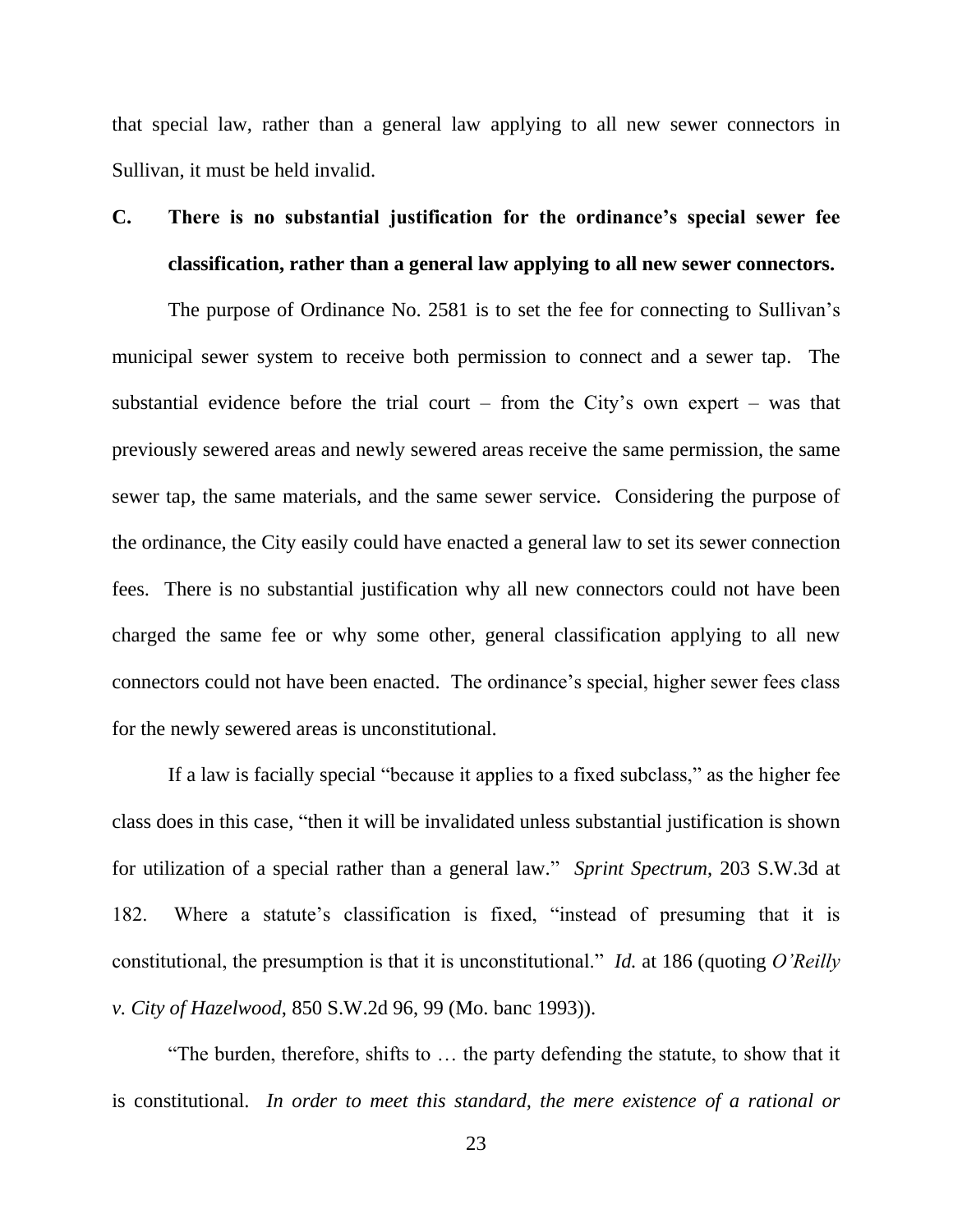that special law, rather than a general law applying to all new sewer connectors in Sullivan, it must be held invalid.

### C. There is no substantial justification for the ordinance's special sewer fee classification, rather than a general law applying to all new sewer connectors.

The purpose of Ordinance No. 2581 is to set the fee for connecting to Sullivan's municipal sewer system to receive both permission to connect and a sewer tap. The substantial evidence before the trial court – from the City's own expert – was that previously sewered areas and newly sewered areas receive the same permission, the same sewer tap, the same materials, and the same sewer service. Considering the purpose of the ordinance, the City easily could have enacted a general law to set its sewer connection fees. There is no substantial justification why all new connectors could not have been charged the same fee or why some other, general classification applying to all new connectors could not have been enacted. The ordinance's special, higher sewer fees class for the newly sewered areas is unconstitutional.

If a law is facially special "because it applies to a fixed subclass," as the higher fee class does in this case, "then it will be invalidated unless substantial justification is shown for utilization of a special rather than a general law." *Sprint Spectrum*, 203 S.W.3d at 182. Where a statute's classification is fixed, "instead of presuming that it is constitutional, the presumption is that it is unconstitutional." *Id.* at 186 (quoting *O'Reilly v. City of Hazelwood*, 850 S.W.2d 96, 99 (Mo. banc 1993)).

"The burden, therefore, shifts to … the party defending the statute, to show that it is constitutional. *In order to meet this standard, the mere existence of a rational or*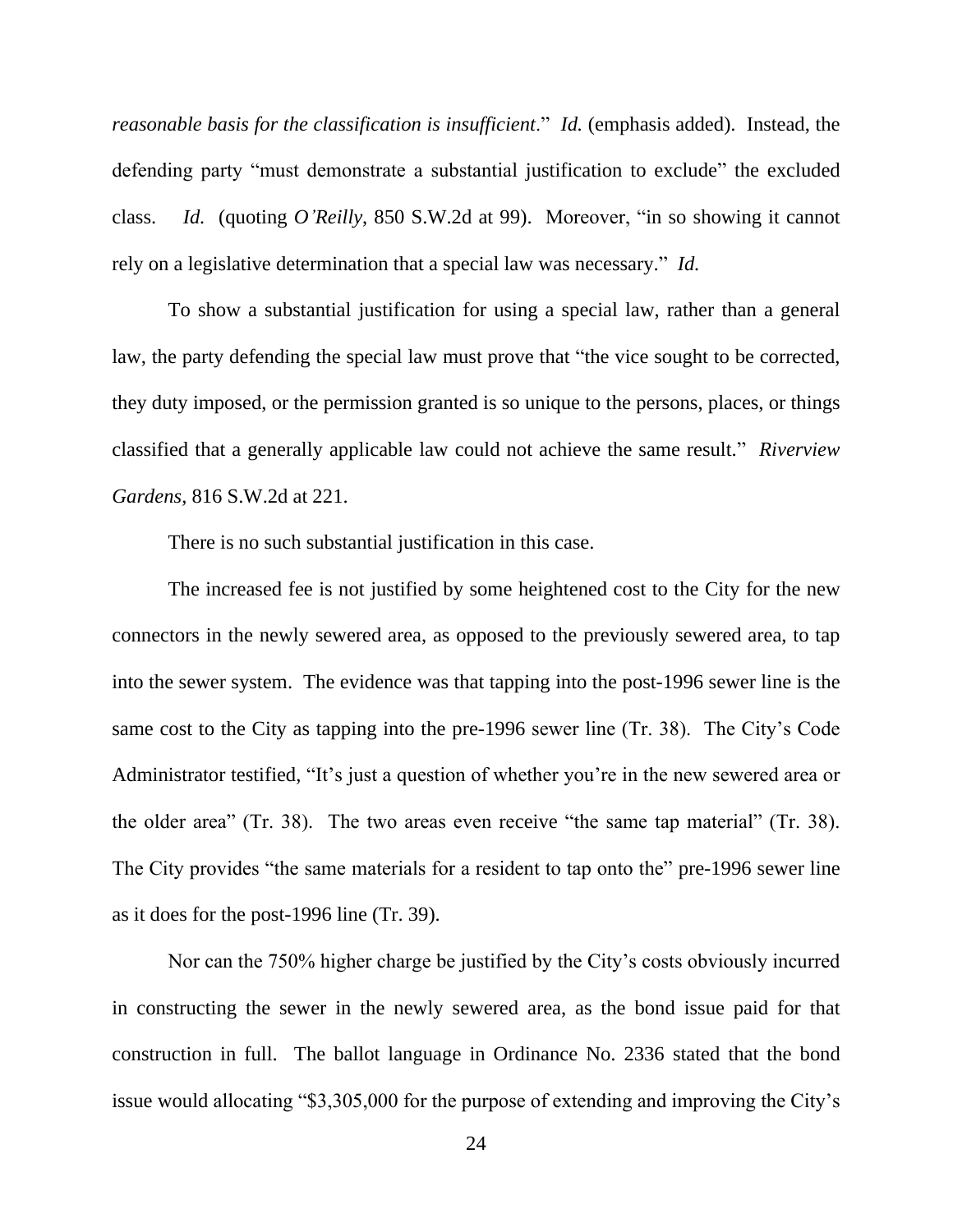*reasonable basis for the classification is insufficient*." *Id.* (emphasis added). Instead, the defending party "must demonstrate a substantial justification to exclude" the excluded class. *Id.* (quoting *O'Reilly*, 850 S.W.2d at 99). Moreover, "in so showing it cannot rely on a legislative determination that a special law was necessary." *Id.*

To show a substantial justification for using a special law, rather than a general law, the party defending the special law must prove that "the vice sought to be corrected, they duty imposed, or the permission granted is so unique to the persons, places, or things classified that a generally applicable law could not achieve the same result." *Riverview Gardens*, 816 S.W.2d at 221.

There is no such substantial justification in this case.

The increased fee is not justified by some heightened cost to the City for the new connectors in the newly sewered area, as opposed to the previously sewered area, to tap into the sewer system. The evidence was that tapping into the post-1996 sewer line is the same cost to the City as tapping into the pre-1996 sewer line (Tr. 38). The City's Code Administrator testified, "It's just a question of whether you're in the new sewered area or the older area" (Tr. 38). The two areas even receive "the same tap material" (Tr. 38). The City provides "the same materials for a resident to tap onto the" pre-1996 sewer line as it does for the post-1996 line (Tr. 39).

Nor can the 750% higher charge be justified by the City's costs obviously incurred in constructing the sewer in the newly sewered area, as the bond issue paid for that construction in full. The ballot language in Ordinance No. 2336 stated that the bond issue would allocating "$3,305,000 for the purpose of extending and improving the City's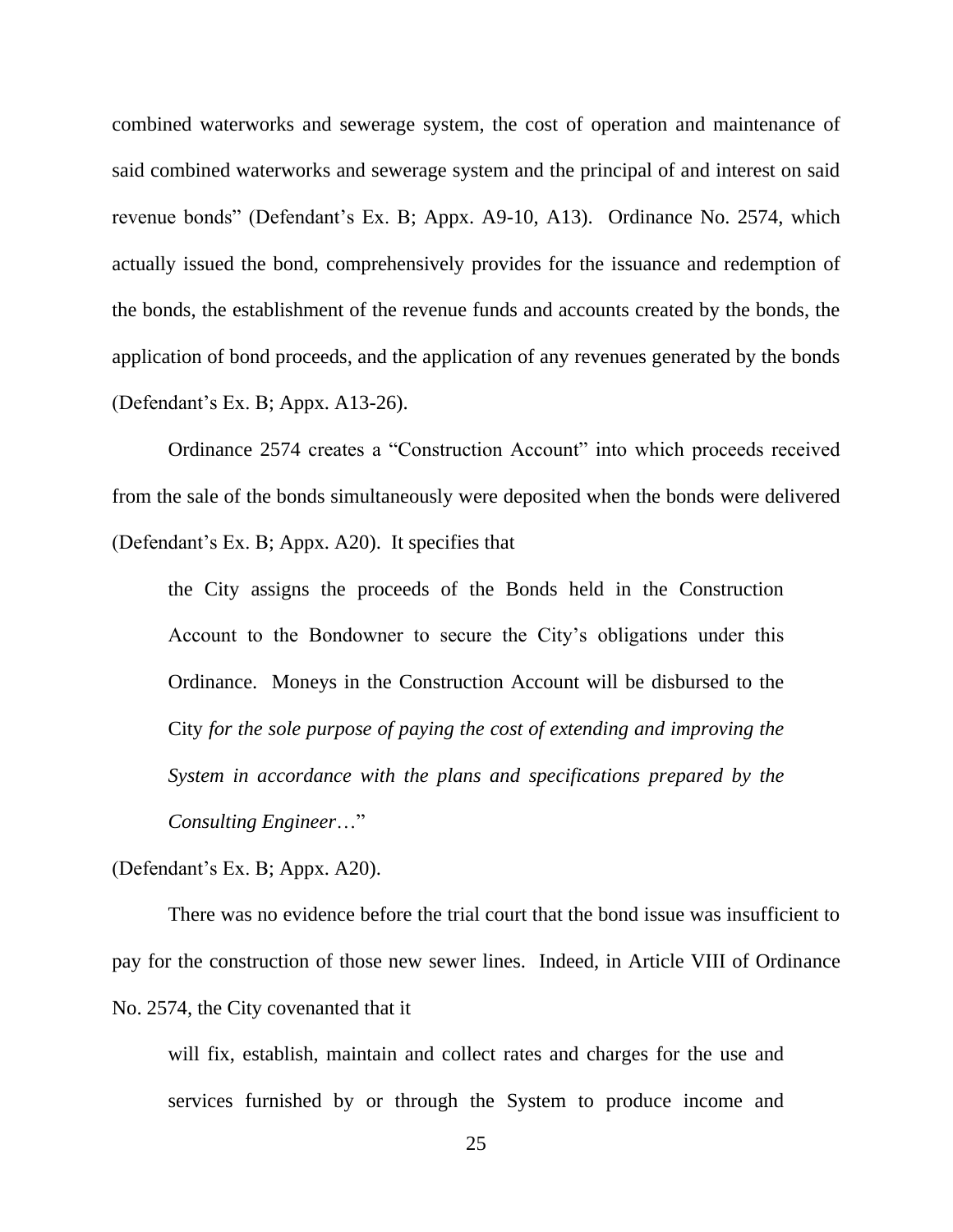combined waterworks and sewerage system, the cost of operation and maintenance of said combined waterworks and sewerage system and the principal of and interest on said revenue bonds" (Defendant's Ex. B; Appx. A9-10, A13). Ordinance No. 2574, which actually issued the bond, comprehensively provides for the issuance and redemption of the bonds, the establishment of the revenue funds and accounts created by the bonds, the application of bond proceeds, and the application of any revenues generated by the bonds (Defendant's Ex. B; Appx. A13-26).

Ordinance 2574 creates a "Construction Account" into which proceeds received from the sale of the bonds simultaneously were deposited when the bonds were delivered (Defendant's Ex. B; Appx. A20). It specifies that

> the City assigns the proceeds of the Bonds held in the Construction Account to the Bondowner to secure the City's obligations under this Ordinance. Moneys in the Construction Account will be disbursed to the City *for the sole purpose of paying the cost of extending and improving the System in accordance with the plans and specifications prepared by the Consulting Engineer*…"

(Defendant's Ex. B; Appx. A20).

There was no evidence before the trial court that the bond issue was insufficient to pay for the construction of those new sewer lines. Indeed, in Article VIII of Ordinance No. 2574, the City covenanted that it

> will fix, establish, maintain and collect rates and charges for the use and services furnished by or through the System to produce income and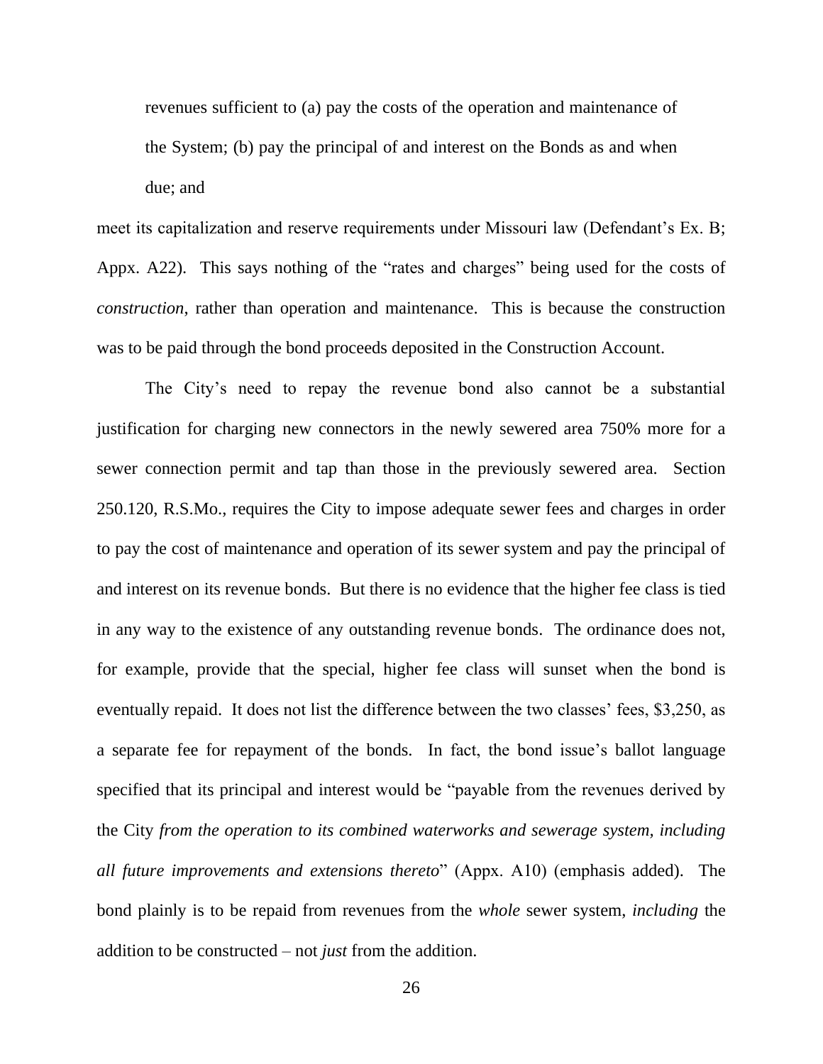> revenues sufficient to (a) pay the costs of the operation and maintenance of the System; (b) pay the principal of and interest on the Bonds as and when due; and

meet its capitalization and reserve requirements under Missouri law (Defendant's Ex. B; Appx. A22). This says nothing of the "rates and charges" being used for the costs of *construction*, rather than operation and maintenance. This is because the construction was to be paid through the bond proceeds deposited in the Construction Account.

The City's need to repay the revenue bond also cannot be a substantial justification for charging new connectors in the newly sewered area 750% more for a sewer connection permit and tap than those in the previously sewered area. Section 250.120, R.S.Mo., requires the City to impose adequate sewer fees and charges in order to pay the cost of maintenance and operation of its sewer system and pay the principal of and interest on its revenue bonds. But there is no evidence that the higher fee class is tied in any way to the existence of any outstanding revenue bonds. The ordinance does not, for example, provide that the special, higher fee class will sunset when the bond is eventually repaid. It does not list the difference between the two classes' fees, $3,250, as a separate fee for repayment of the bonds. In fact, the bond issue's ballot language specified that its principal and interest would be "payable from the revenues derived by the City *from the operation to its combined waterworks and sewerage system, including all future improvements and extensions thereto*" (Appx. A10) (emphasis added). The bond plainly is to be repaid from revenues from the *whole* sewer system, *including* the addition to be constructed – not *just* from the addition.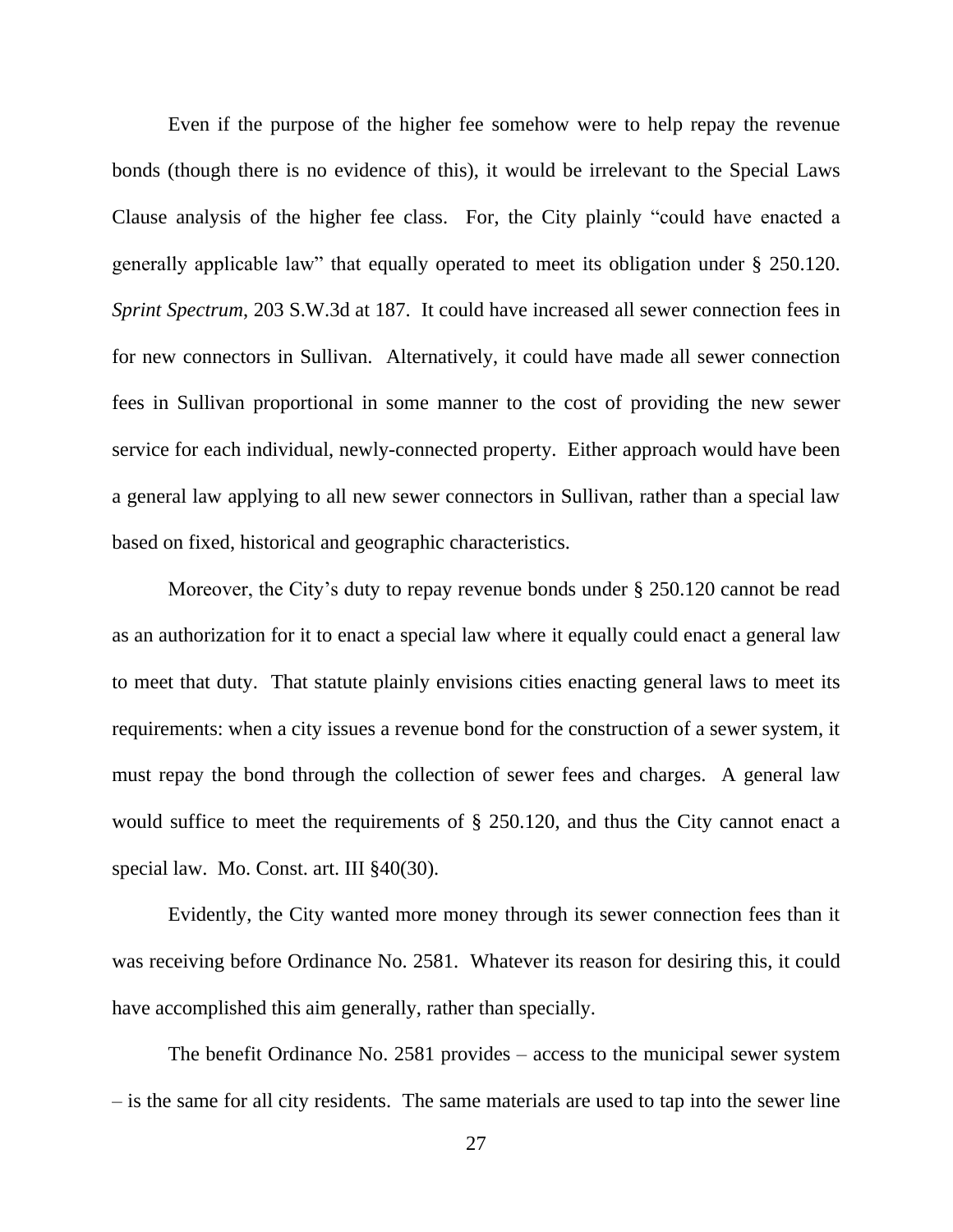Even if the purpose of the higher fee somehow were to help repay the revenue bonds (though there is no evidence of this), it would be irrelevant to the Special Laws Clause analysis of the higher fee class. For, the City plainly "could have enacted a generally applicable law" that equally operated to meet its obligation under § 250.120. *Sprint Spectrum*, 203 S.W.3d at 187. It could have increased all sewer connection fees in for new connectors in Sullivan. Alternatively, it could have made all sewer connection fees in Sullivan proportional in some manner to the cost of providing the new sewer service for each individual, newly-connected property. Either approach would have been a general law applying to all new sewer connectors in Sullivan, rather than a special law based on fixed, historical and geographic characteristics.

Moreover, the City's duty to repay revenue bonds under § 250.120 cannot be read as an authorization for it to enact a special law where it equally could enact a general law to meet that duty. That statute plainly envisions cities enacting general laws to meet its requirements: when a city issues a revenue bond for the construction of a sewer system, it must repay the bond through the collection of sewer fees and charges. A general law would suffice to meet the requirements of § 250.120, and thus the City cannot enact a special law. Mo. Const. art. III §40(30).

Evidently, the City wanted more money through its sewer connection fees than it was receiving before Ordinance No. 2581. Whatever its reason for desiring this, it could have accomplished this aim generally, rather than specially.

The benefit Ordinance No. 2581 provides – access to the municipal sewer system – is the same for all city residents. The same materials are used to tap into the sewer line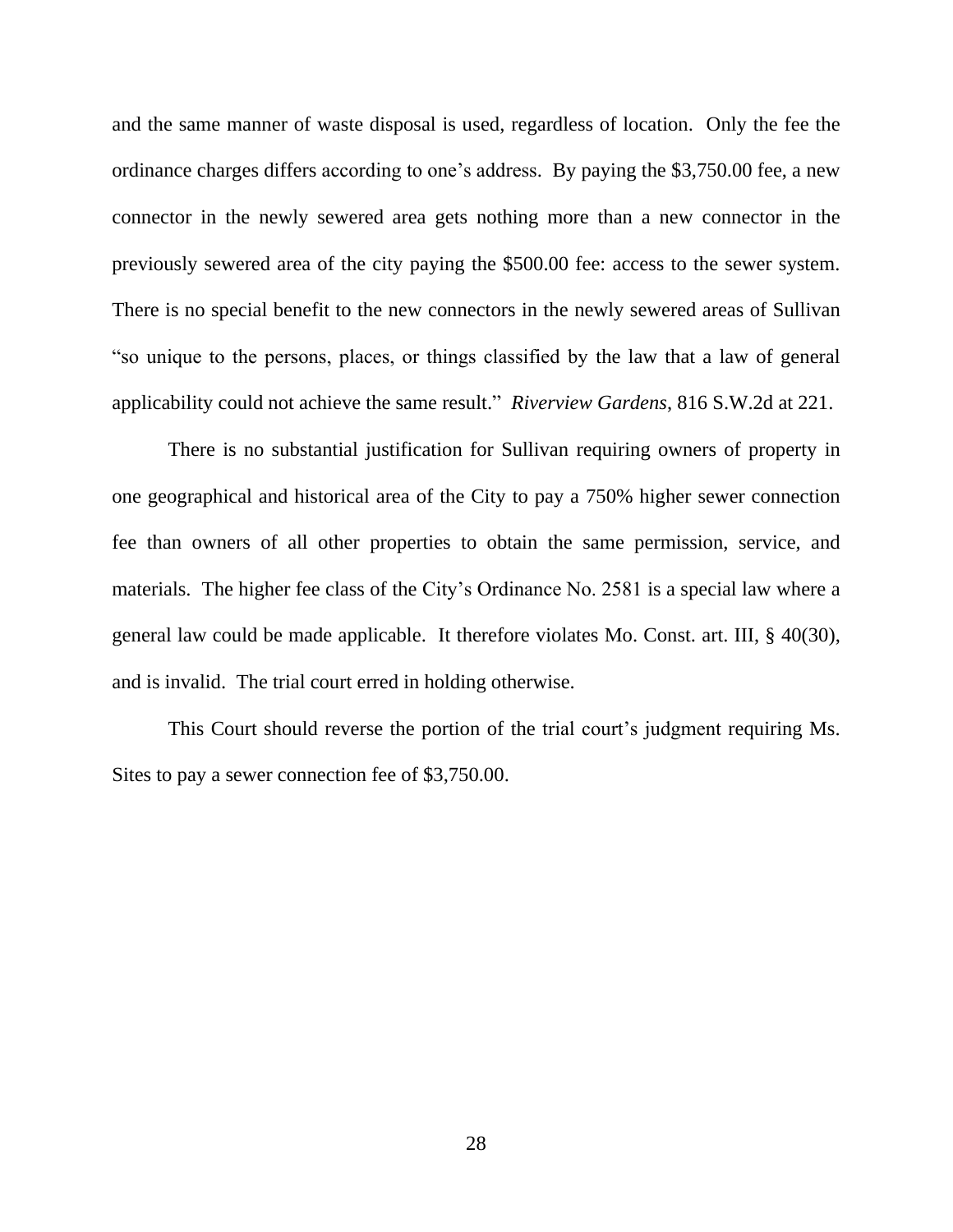and the same manner of waste disposal is used, regardless of location. Only the fee the ordinance charges differs according to one's address. By paying the $3,750.00 fee, a new connector in the newly sewered area gets nothing more than a new connector in the previously sewered area of the city paying the $500.00 fee: access to the sewer system. There is no special benefit to the new connectors in the newly sewered areas of Sullivan "so unique to the persons, places, or things classified by the law that a law of general applicability could not achieve the same result." *Riverview Gardens*, 816 S.W.2d at 221.

There is no substantial justification for Sullivan requiring owners of property in one geographical and historical area of the City to pay a 750% higher sewer connection fee than owners of all other properties to obtain the same permission, service, and materials. The higher fee class of the City's Ordinance No. 2581 is a special law where a general law could be made applicable. It therefore violates Mo. Const. art. III, § 40(30), and is invalid. The trial court erred in holding otherwise.

This Court should reverse the portion of the trial court's judgment requiring Ms. Sites to pay a sewer connection fee of $3,750.00.